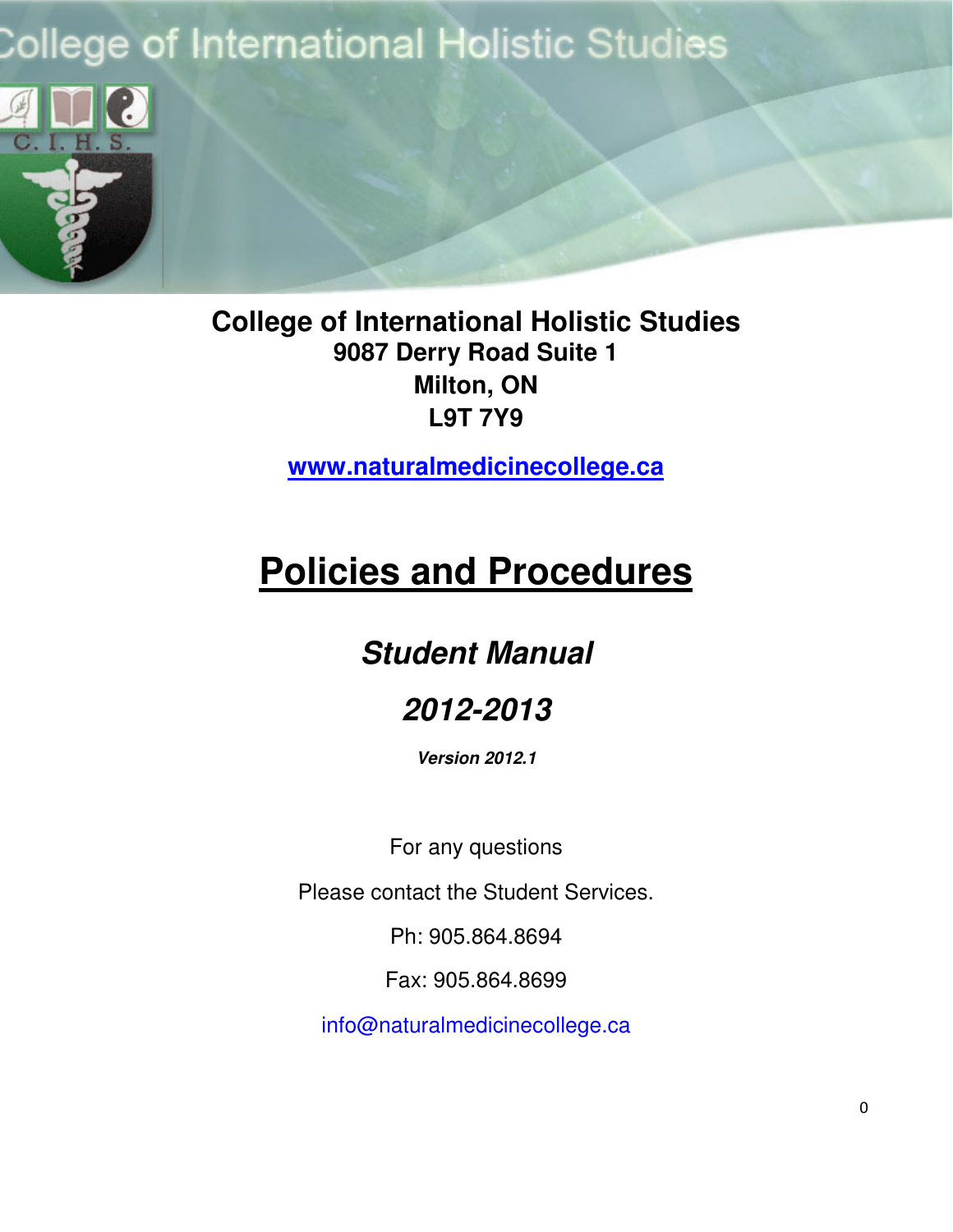College of International Holistic Studies

C. I. H. S.

**College of International Holistic Studies**
**9087 Derry Road Suite 1**
**Milton, ON**
**L9T 7Y9**

**www.naturalmedicinecollege.ca**

# Policies and Procedures

## *Student Manual*

## *2012-2013*

***Version 2012.1***

For any questions

Please contact the Student Services.

Ph: 905.864.8694

Fax: 905.864.8699

info@naturalmedicinecollege.ca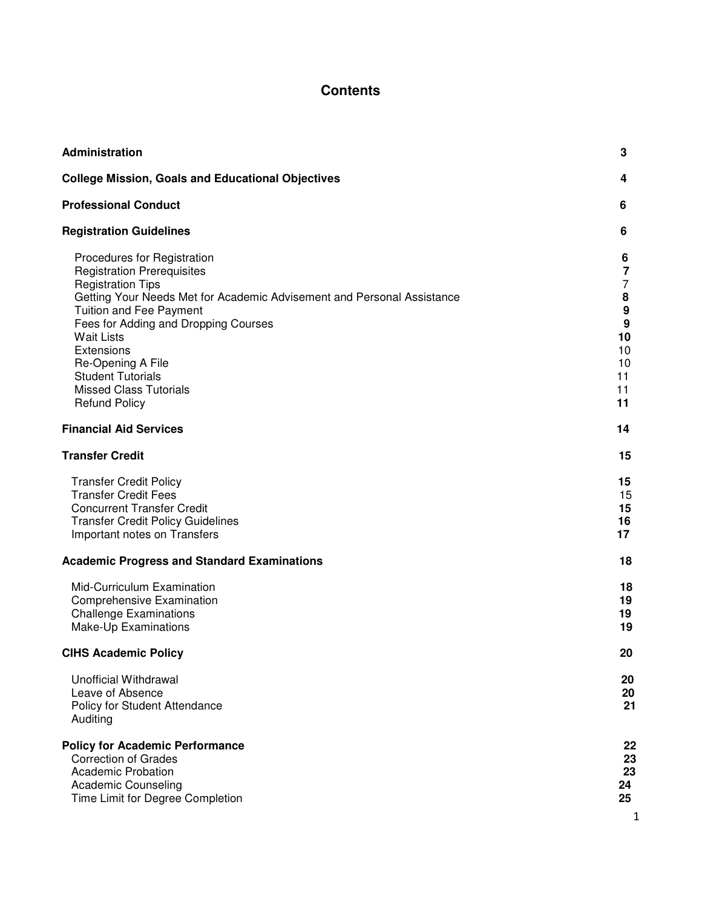# Contents

| | |
|---|---|
| **Administration** | **3** |
| **College Mission, Goals and Educational Objectives** | **4** |
| **Professional Conduct** | **6** |
| **Registration Guidelines** | **6** |
| Procedures for Registration | **6** |
| Registration Prerequisites | **7** |
| Registration Tips | 7 |
| Getting Your Needs Met for Academic Advisement and Personal Assistance | **8** |
| Tuition and Fee Payment | **9** |
| Fees for Adding and Dropping Courses | **9** |
| Wait Lists | **10** |
| Extensions | 10 |
| Re-Opening A File | 10 |
| Student Tutorials | 11 |
| Missed Class Tutorials | 11 |
| Refund Policy | **11** |
| **Financial Aid Services** | **14** |
| **Transfer Credit** | **15** |
| Transfer Credit Policy | **15** |
| Transfer Credit Fees | 15 |
| Concurrent Transfer Credit | **15** |
| Transfer Credit Policy Guidelines | **16** |
| Important notes on Transfers | **17** |
| **Academic Progress and Standard Examinations** | **18** |
| Mid-Curriculum Examination | **18** |
| Comprehensive Examination | **19** |
| Challenge Examinations | **19** |
| Make-Up Examinations | **19** |
| **CIHS Academic Policy** | **20** |
| Unofficial Withdrawal | **20** |
| Leave of Absence | **20** |
| Policy for Student Attendance | **21** |
| Auditing | |
| **Policy for Academic Performance** | **22** |
| Correction of Grades | **23** |
| Academic Probation | **23** |
| Academic Counseling | **24** |
| Time Limit for Degree Completion | **25** |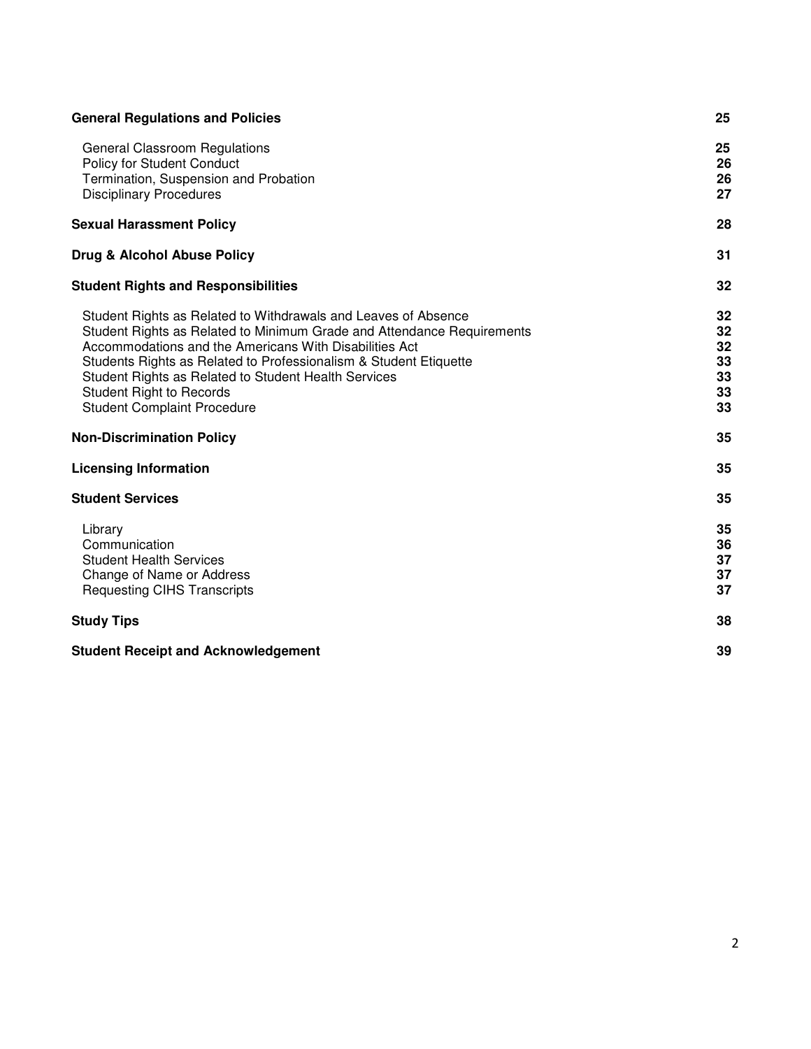| | |
|---|---|
| **General Regulations and Policies** | **25** |
| General Classroom Regulations | 25 |
| Policy for Student Conduct | 26 |
| Termination, Suspension and Probation | 26 |
| Disciplinary Procedures | 27 |
| **Sexual Harassment Policy** | **28** |
| **Drug & Alcohol Abuse Policy** | **31** |
| **Student Rights and Responsibilities** | **32** |
| Student Rights as Related to Withdrawals and Leaves of Absence | 32 |
| Student Rights as Related to Minimum Grade and Attendance Requirements | 32 |
| Accommodations and the Americans With Disabilities Act | 32 |
| Students Rights as Related to Professionalism & Student Etiquette | 33 |
| Student Rights as Related to Student Health Services | 33 |
| Student Right to Records | 33 |
| Student Complaint Procedure | 33 |
| **Non-Discrimination Policy** | **35** |
| **Licensing Information** | **35** |
| **Student Services** | **35** |
| Library | 35 |
| Communication | 36 |
| Student Health Services | 37 |
| Change of Name or Address | 37 |
| Requesting CIHS Transcripts | 37 |
| **Study Tips** | **38** |
| **Student Receipt and Acknowledgement** | **39** |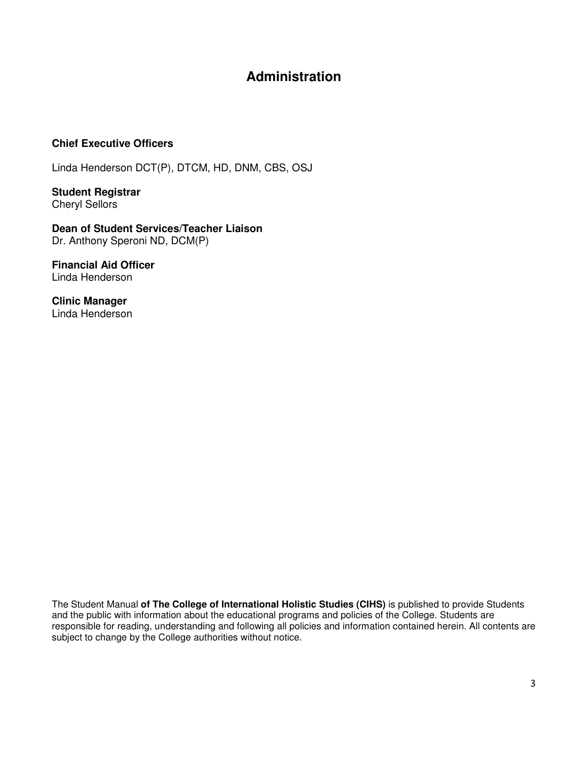# Administration

**Chief Executive Officers**

Linda Henderson DCT(P), DTCM, HD, DNM, CBS, OSJ

**Student Registrar**
Cheryl Sellors

**Dean of Student Services/Teacher Liaison**
Dr. Anthony Speroni ND, DCM(P)

**Financial Aid Officer**
Linda Henderson

**Clinic Manager**
Linda Henderson

The Student Manual **of The College of International Holistic Studies (CIHS)** is published to provide Students and the public with information about the educational programs and policies of the College. Students are responsible for reading, understanding and following all policies and information contained herein. All contents are subject to change by the College authorities without notice.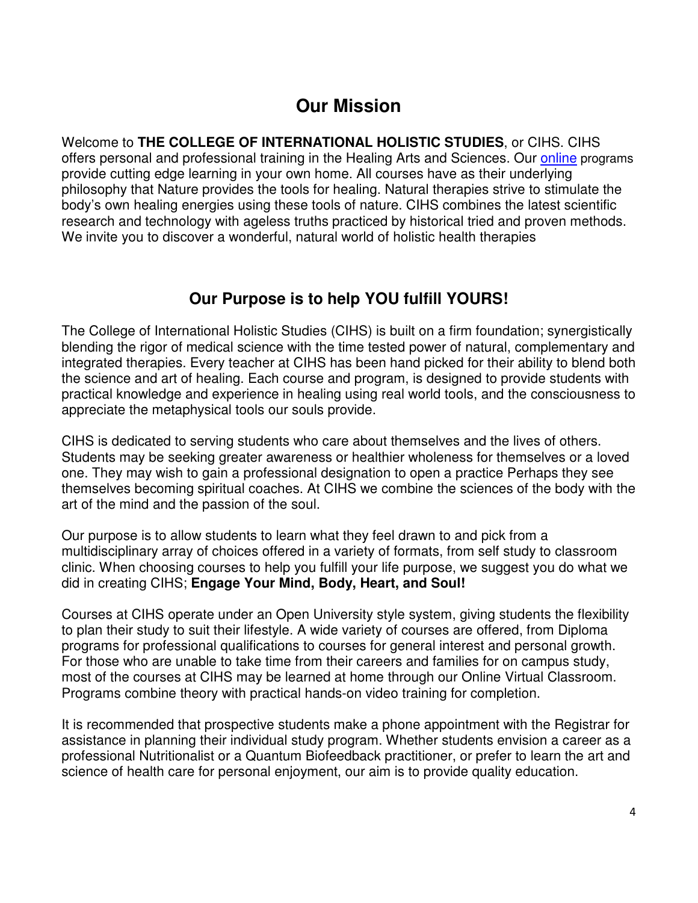# Our Mission

Welcome to **THE COLLEGE OF INTERNATIONAL HOLISTIC STUDIES**, or CIHS. CIHS offers personal and professional training in the Healing Arts and Sciences. Our online programs provide cutting edge learning in your own home. All courses have as their underlying philosophy that Nature provides the tools for healing. Natural therapies strive to stimulate the body's own healing energies using these tools of nature. CIHS combines the latest scientific research and technology with ageless truths practiced by historical tried and proven methods. We invite you to discover a wonderful, natural world of holistic health therapies

## Our Purpose is to help YOU fulfill YOURS!

The College of International Holistic Studies (CIHS) is built on a firm foundation; synergistically blending the rigor of medical science with the time tested power of natural, complementary and integrated therapies. Every teacher at CIHS has been hand picked for their ability to blend both the science and art of healing. Each course and program, is designed to provide students with practical knowledge and experience in healing using real world tools, and the consciousness to appreciate the metaphysical tools our souls provide.

CIHS is dedicated to serving students who care about themselves and the lives of others. Students may be seeking greater awareness or healthier wholeness for themselves or a loved one. They may wish to gain a professional designation to open a practice Perhaps they see themselves becoming spiritual coaches. At CIHS we combine the sciences of the body with the art of the mind and the passion of the soul.

Our purpose is to allow students to learn what they feel drawn to and pick from a multidisciplinary array of choices offered in a variety of formats, from self study to classroom clinic. When choosing courses to help you fulfill your life purpose, we suggest you do what we did in creating CIHS; **Engage Your Mind, Body, Heart, and Soul!**

Courses at CIHS operate under an Open University style system, giving students the flexibility to plan their study to suit their lifestyle. A wide variety of courses are offered, from Diploma programs for professional qualifications to courses for general interest and personal growth. For those who are unable to take time from their careers and families for on campus study, most of the courses at CIHS may be learned at home through our Online Virtual Classroom. Programs combine theory with practical hands-on video training for completion.

It is recommended that prospective students make a phone appointment with the Registrar for assistance in planning their individual study program. Whether students envision a career as a professional Nutritionalist or a Quantum Biofeedback practitioner, or prefer to learn the art and science of health care for personal enjoyment, our aim is to provide quality education.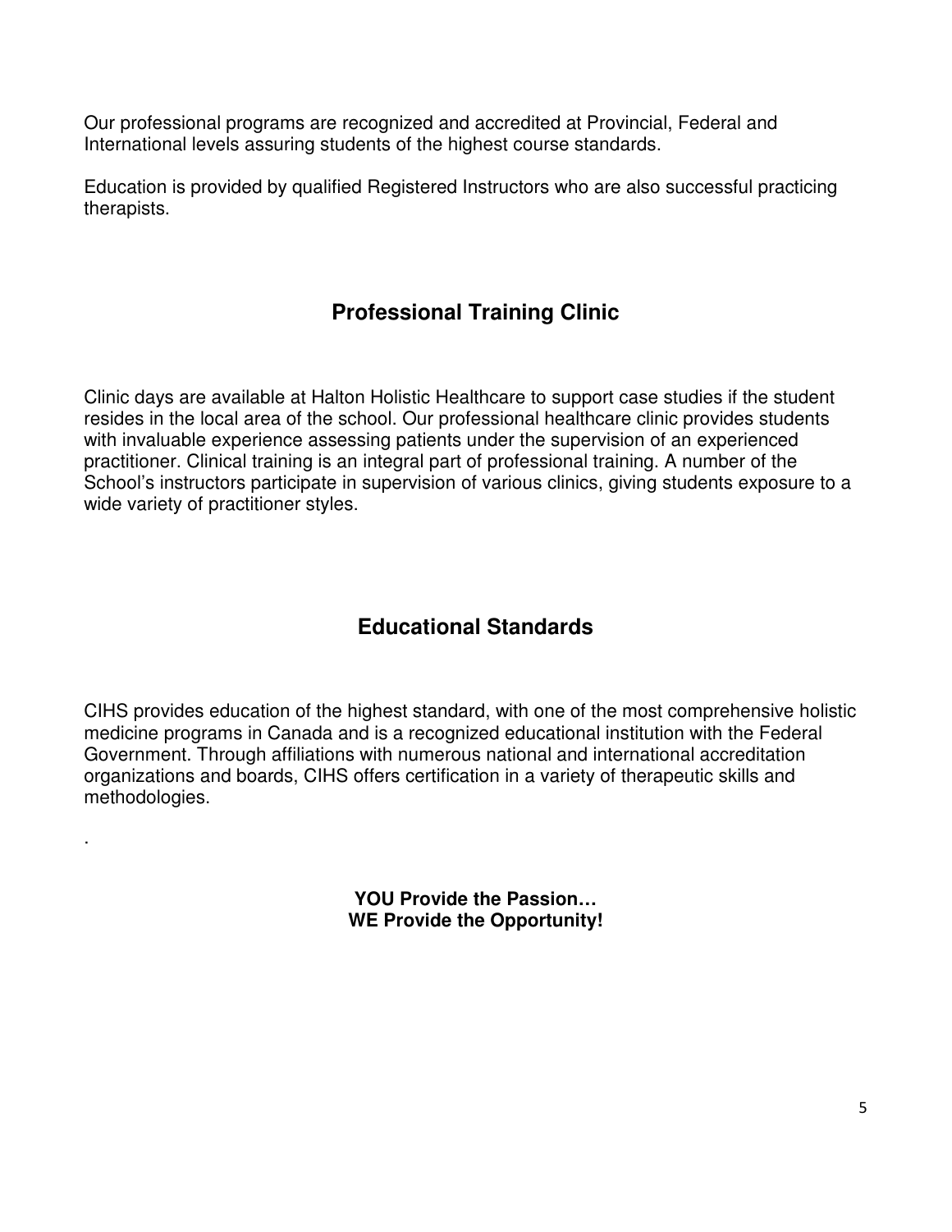Our professional programs are recognized and accredited at Provincial, Federal and International levels assuring students of the highest course standards.

Education is provided by qualified Registered Instructors who are also successful practicing therapists.

## Professional Training Clinic

Clinic days are available at Halton Holistic Healthcare to support case studies if the student resides in the local area of the school. Our professional healthcare clinic provides students with invaluable experience assessing patients under the supervision of an experienced practitioner. Clinical training is an integral part of professional training. A number of the School's instructors participate in supervision of various clinics, giving students exposure to a wide variety of practitioner styles.

## Educational Standards

CIHS provides education of the highest standard, with one of the most comprehensive holistic medicine programs in Canada and is a recognized educational institution with the Federal Government. Through affiliations with numerous national and international accreditation organizations and boards, CIHS offers certification in a variety of therapeutic skills and methodologies.

.

**YOU Provide the Passion…**
**WE Provide the Opportunity!**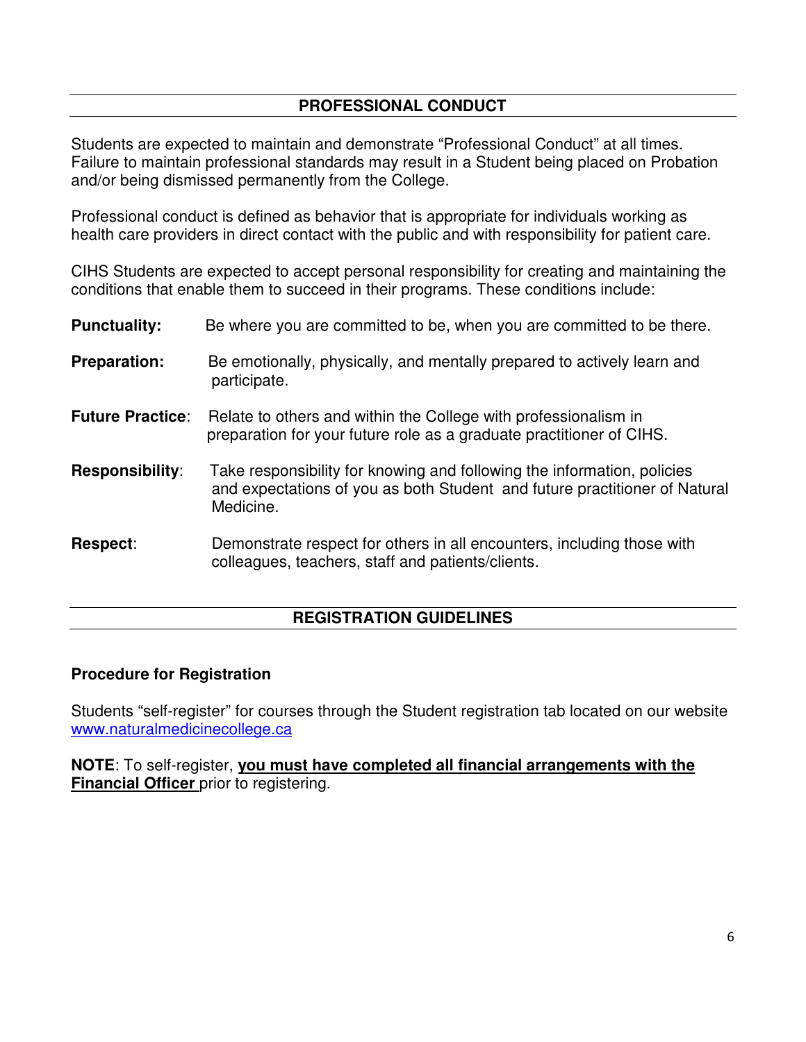## PROFESSIONAL CONDUCT

Students are expected to maintain and demonstrate “Professional Conduct” at all times. Failure to maintain professional standards may result in a Student being placed on Probation and/or being dismissed permanently from the College.

Professional conduct is defined as behavior that is appropriate for individuals working as health care providers in direct contact with the public and with responsibility for patient care.

CIHS Students are expected to accept personal responsibility for creating and maintaining the conditions that enable them to succeed in their programs. These conditions include:

**Punctuality:** Be where you are committed to be, when you are committed to be there.

**Preparation:** Be emotionally, physically, and mentally prepared to actively learn and participate.

**Future Practice**: Relate to others and within the College with professionalism in preparation for your future role as a graduate practitioner of CIHS.

**Responsibility**: Take responsibility for knowing and following the information, policies and expectations of you as both Student and future practitioner of Natural Medicine.

**Respect**: Demonstrate respect for others in all encounters, including those with colleagues, teachers, staff and patients/clients.

## REGISTRATION GUIDELINES

### Procedure for Registration

Students “self-register” for courses through the Student registration tab located on our website [www.naturalmedicinecollege.ca](http://www.naturalmedicinecollege.ca)

**NOTE**: To self-register, **you must have completed all financial arrangements with the Financial Officer** prior to registering.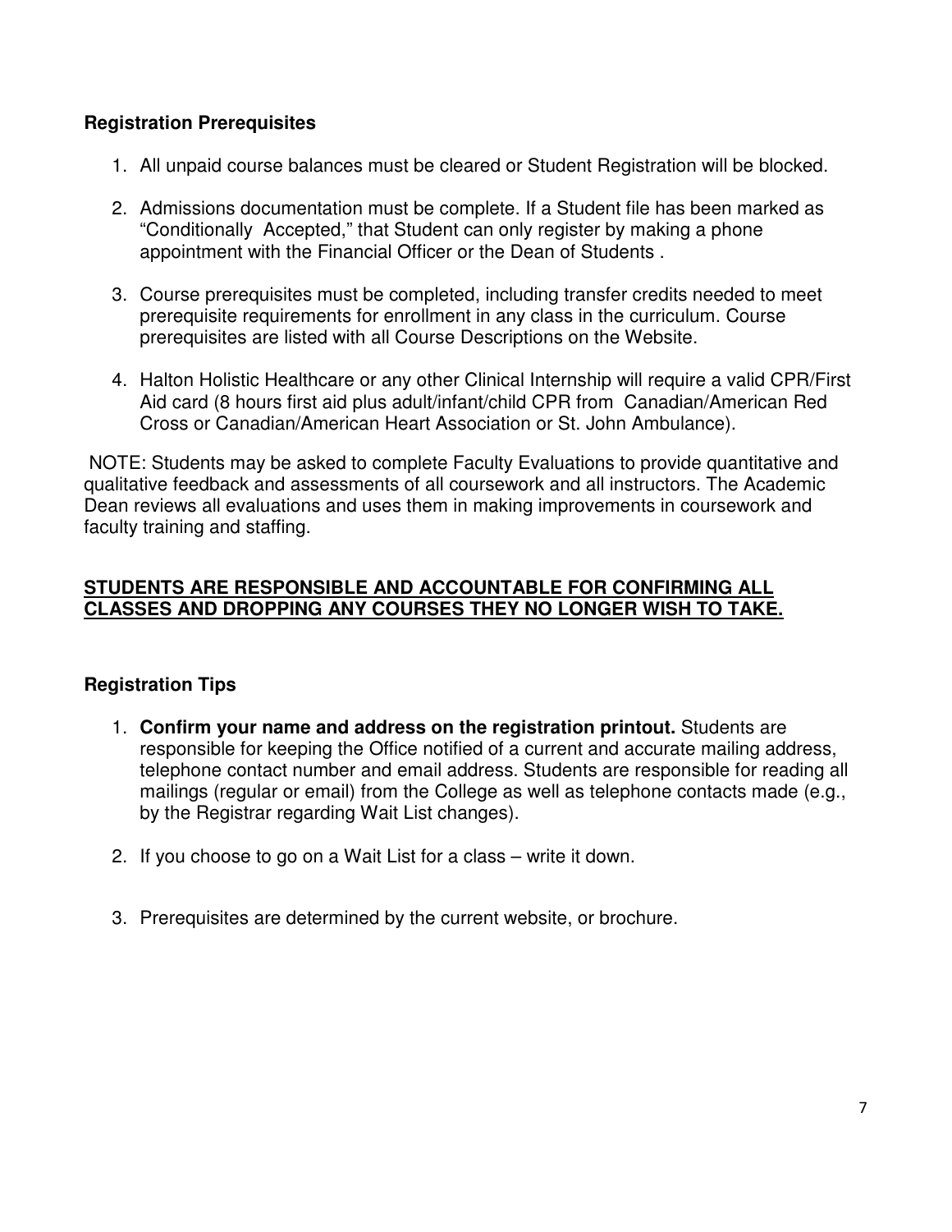### Registration Prerequisites

1. All unpaid course balances must be cleared or Student Registration will be blocked.

2. Admissions documentation must be complete. If a Student file has been marked as "Conditionally Accepted," that Student can only register by making a phone appointment with the Financial Officer or the Dean of Students .

3. Course prerequisites must be completed, including transfer credits needed to meet prerequisite requirements for enrollment in any class in the curriculum. Course prerequisites are listed with all Course Descriptions on the Website.

4. Halton Holistic Healthcare or any other Clinical Internship will require a valid CPR/First Aid card (8 hours first aid plus adult/infant/child CPR from Canadian/American Red Cross or Canadian/American Heart Association or St. John Ambulance).

NOTE: Students may be asked to complete Faculty Evaluations to provide quantitative and qualitative feedback and assessments of all coursework and all instructors. The Academic Dean reviews all evaluations and uses them in making improvements in coursework and faculty training and staffing.

**STUDENTS ARE RESPONSIBLE AND ACCOUNTABLE FOR CONFIRMING ALL CLASSES AND DROPPING ANY COURSES THEY NO LONGER WISH TO TAKE.**

### Registration Tips

1. **Confirm your name and address on the registration printout.** Students are responsible for keeping the Office notified of a current and accurate mailing address, telephone contact number and email address. Students are responsible for reading all mailings (regular or email) from the College as well as telephone contacts made (e.g., by the Registrar regarding Wait List changes).

2. If you choose to go on a Wait List for a class – write it down.

3. Prerequisites are determined by the current website, or brochure.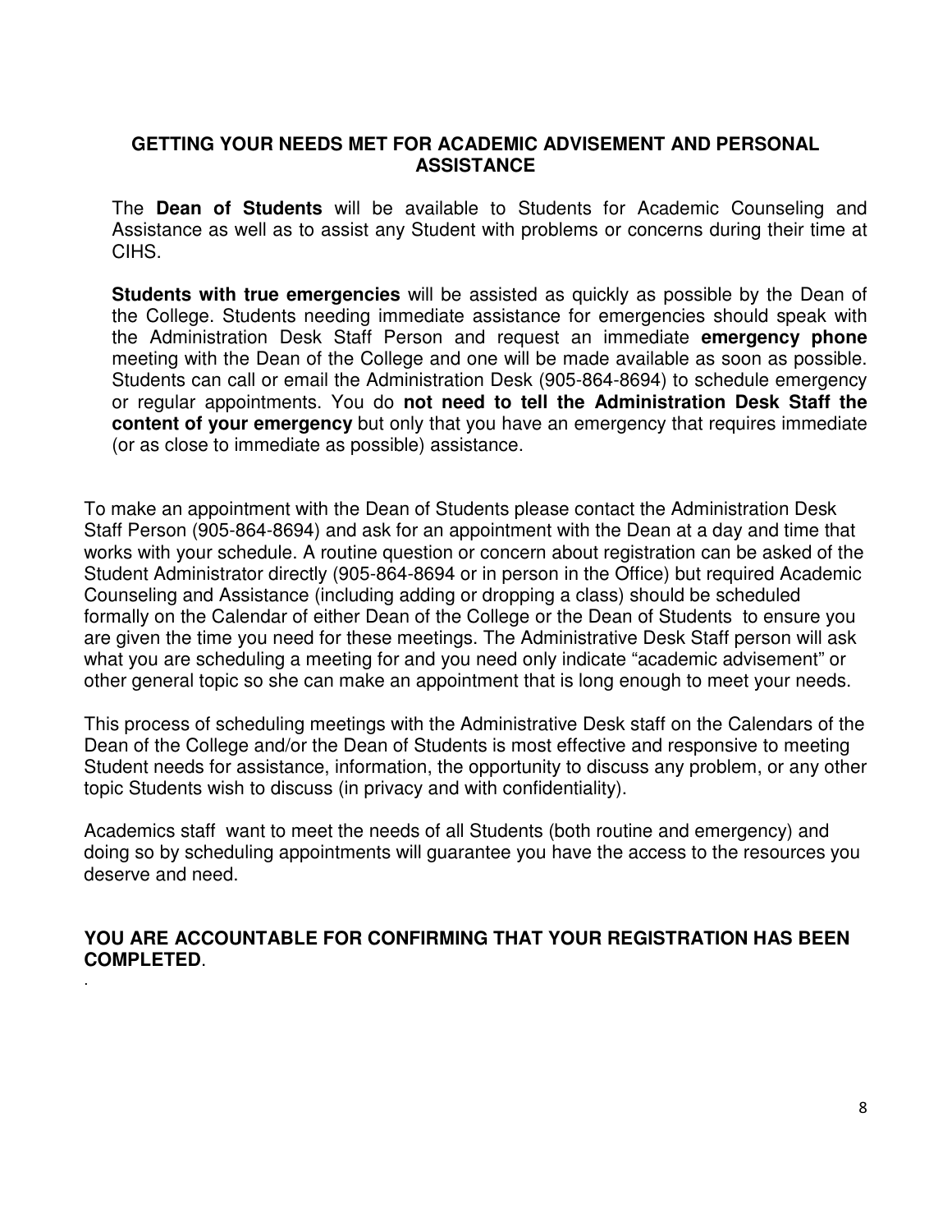## GETTING YOUR NEEDS MET FOR ACADEMIC ADVISEMENT AND PERSONAL ASSISTANCE

The **Dean of Students** will be available to Students for Academic Counseling and Assistance as well as to assist any Student with problems or concerns during their time at CIHS.

**Students with true emergencies** will be assisted as quickly as possible by the Dean of the College. Students needing immediate assistance for emergencies should speak with the Administration Desk Staff Person and request an immediate **emergency phone** meeting with the Dean of the College and one will be made available as soon as possible. Students can call or email the Administration Desk (905-864-8694) to schedule emergency or regular appointments. You do **not need to tell the Administration Desk Staff the content of your emergency** but only that you have an emergency that requires immediate (or as close to immediate as possible) assistance.

To make an appointment with the Dean of Students please contact the Administration Desk Staff Person (905-864-8694) and ask for an appointment with the Dean at a day and time that works with your schedule. A routine question or concern about registration can be asked of the Student Administrator directly (905-864-8694 or in person in the Office) but required Academic Counseling and Assistance (including adding or dropping a class) should be scheduled formally on the Calendar of either Dean of the College or the Dean of Students to ensure you are given the time you need for these meetings. The Administrative Desk Staff person will ask what you are scheduling a meeting for and you need only indicate "academic advisement" or other general topic so she can make an appointment that is long enough to meet your needs.

This process of scheduling meetings with the Administrative Desk staff on the Calendars of the Dean of the College and/or the Dean of Students is most effective and responsive to meeting Student needs for assistance, information, the opportunity to discuss any problem, or any other topic Students wish to discuss (in privacy and with confidentiality).

Academics staff want to meet the needs of all Students (both routine and emergency) and doing so by scheduling appointments will guarantee you have the access to the resources you deserve and need.

**YOU ARE ACCOUNTABLE FOR CONFIRMING THAT YOUR REGISTRATION HAS BEEN COMPLETED**.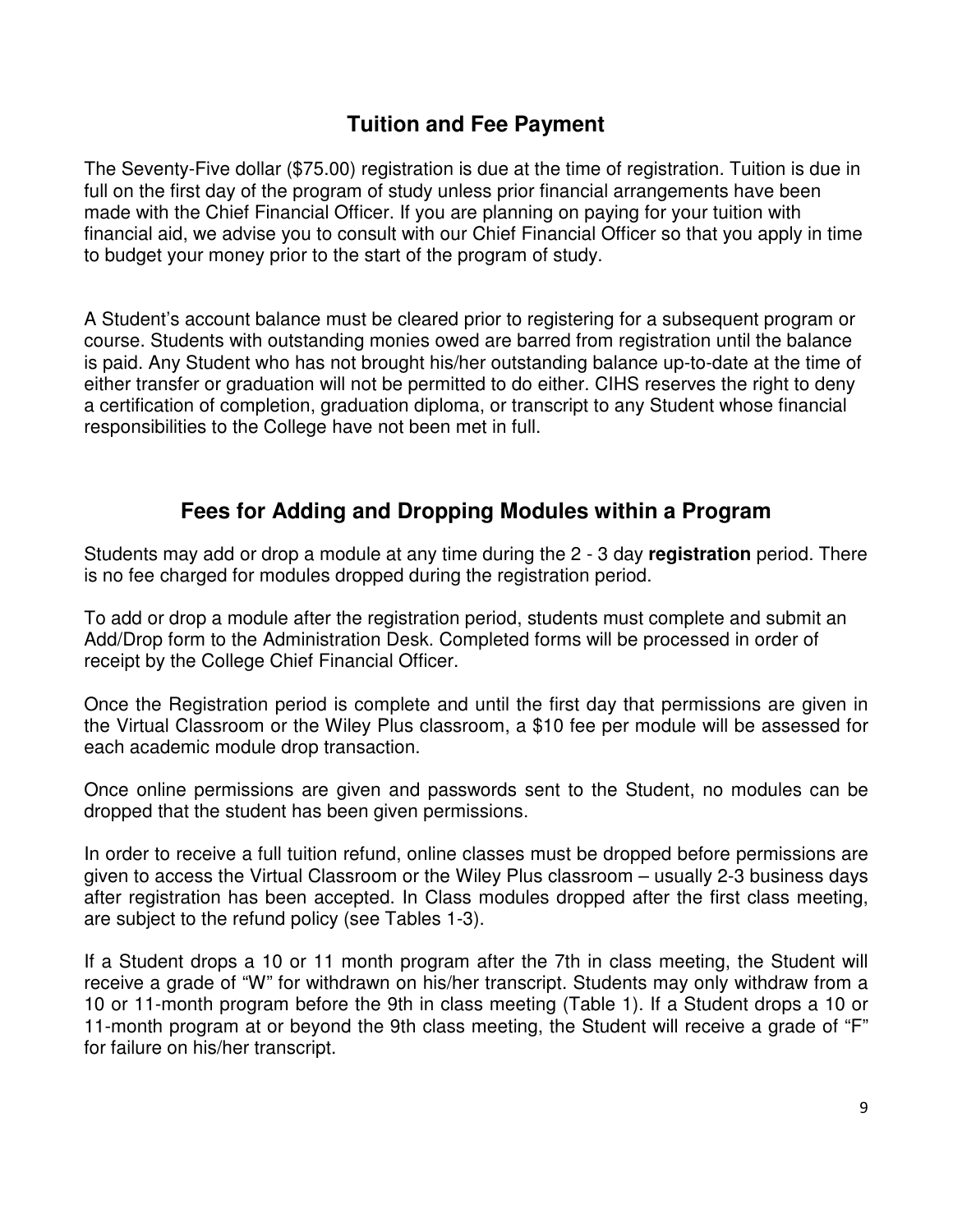## Tuition and Fee Payment

The Seventy-Five dollar ($75.00) registration is due at the time of registration. Tuition is due in full on the first day of the program of study unless prior financial arrangements have been made with the Chief Financial Officer. If you are planning on paying for your tuition with financial aid, we advise you to consult with our Chief Financial Officer so that you apply in time to budget your money prior to the start of the program of study.

A Student's account balance must be cleared prior to registering for a subsequent program or course. Students with outstanding monies owed are barred from registration until the balance is paid. Any Student who has not brought his/her outstanding balance up-to-date at the time of either transfer or graduation will not be permitted to do either. CIHS reserves the right to deny a certification of completion, graduation diploma, or transcript to any Student whose financial responsibilities to the College have not been met in full.

## Fees for Adding and Dropping Modules within a Program

Students may add or drop a module at any time during the 2 - 3 day **registration** period. There is no fee charged for modules dropped during the registration period.

To add or drop a module after the registration period, students must complete and submit an Add/Drop form to the Administration Desk. Completed forms will be processed in order of receipt by the College Chief Financial Officer.

Once the Registration period is complete and until the first day that permissions are given in the Virtual Classroom or the Wiley Plus classroom, a $10 fee per module will be assessed for each academic module drop transaction.

Once online permissions are given and passwords sent to the Student, no modules can be dropped that the student has been given permissions.

In order to receive a full tuition refund, online classes must be dropped before permissions are given to access the Virtual Classroom or the Wiley Plus classroom – usually 2-3 business days after registration has been accepted. In Class modules dropped after the first class meeting, are subject to the refund policy (see Tables 1-3).

If a Student drops a 10 or 11 month program after the 7th in class meeting, the Student will receive a grade of "W" for withdrawn on his/her transcript. Students may only withdraw from a 10 or 11-month program before the 9th in class meeting (Table 1). If a Student drops a 10 or 11-month program at or beyond the 9th class meeting, the Student will receive a grade of "F" for failure on his/her transcript.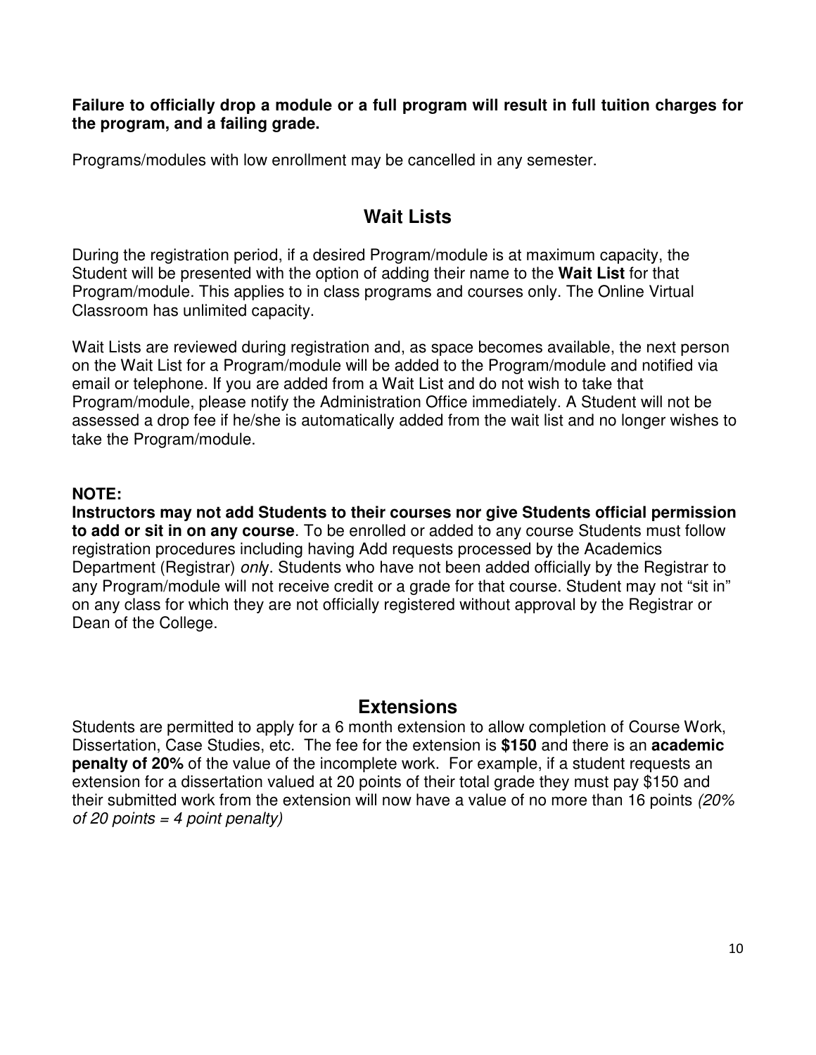**Failure to officially drop a module or a full program will result in full tuition charges for the program, and a failing grade.**

Programs/modules with low enrollment may be cancelled in any semester.

## Wait Lists

During the registration period, if a desired Program/module is at maximum capacity, the Student will be presented with the option of adding their name to the **Wait List** for that Program/module. This applies to in class programs and courses only. The Online Virtual Classroom has unlimited capacity.

Wait Lists are reviewed during registration and, as space becomes available, the next person on the Wait List for a Program/module will be added to the Program/module and notified via email or telephone. If you are added from a Wait List and do not wish to take that Program/module, please notify the Administration Office immediately. A Student will not be assessed a drop fee if he/she is automatically added from the wait list and no longer wishes to take the Program/module.

**NOTE:**
**Instructors may not add Students to their courses nor give Students official permission to add or sit in on any course**. To be enrolled or added to any course Students must follow registration procedures including having Add requests processed by the Academics Department (Registrar) *only*. Students who have not been added officially by the Registrar to any Program/module will not receive credit or a grade for that course. Student may not "sit in" on any class for which they are not officially registered without approval by the Registrar or Dean of the College.

## Extensions

Students are permitted to apply for a 6 month extension to allow completion of Course Work, Dissertation, Case Studies, etc. The fee for the extension is **$150** and there is an **academic penalty of 20%** of the value of the incomplete work. For example, if a student requests an extension for a dissertation valued at 20 points of their total grade they must pay $150 and their submitted work from the extension will now have a value of no more than 16 points *(20% of 20 points = 4 point penalty)*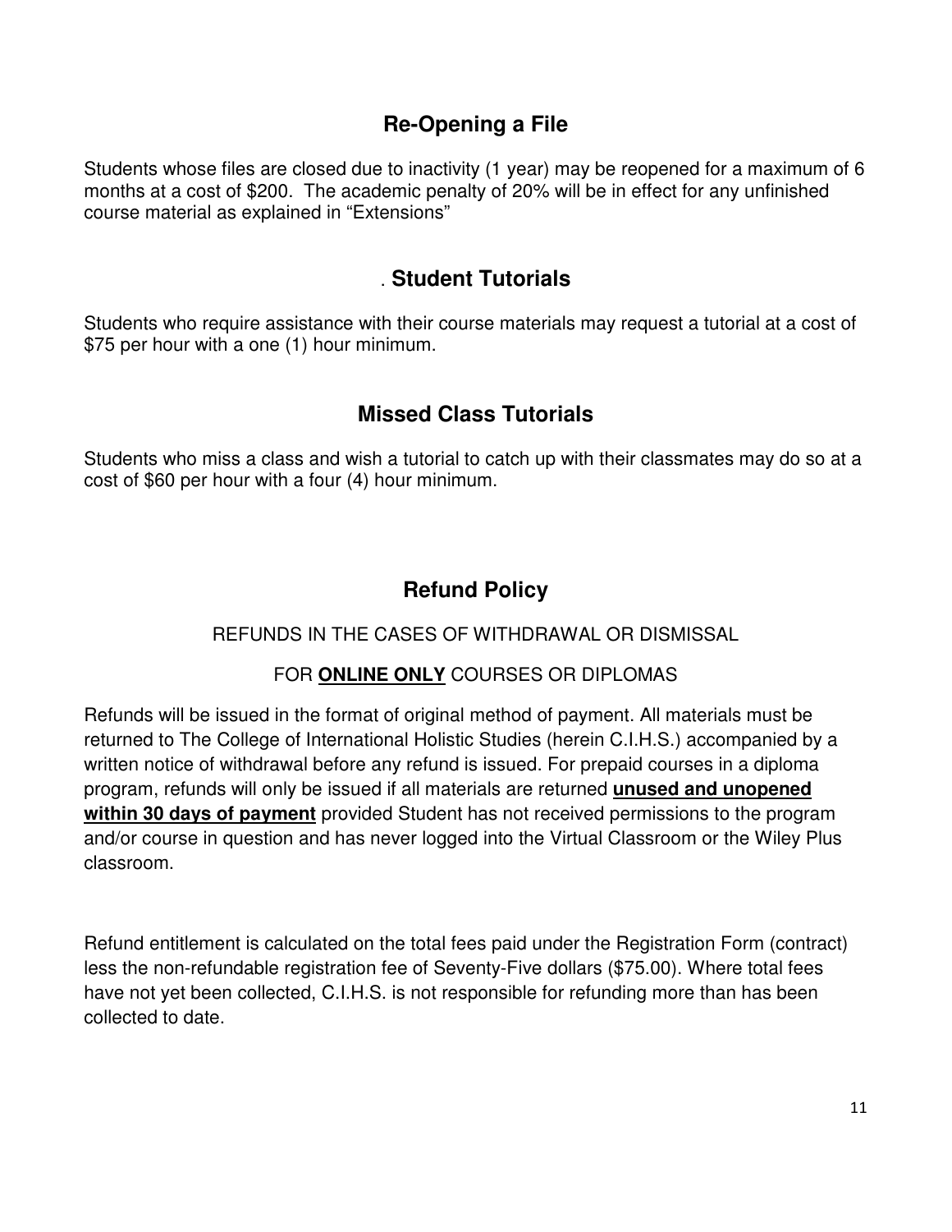## Re-Opening a File

Students whose files are closed due to inactivity (1 year) may be reopened for a maximum of 6 months at a cost of $200. The academic penalty of 20% will be in effect for any unfinished course material as explained in "Extensions"

## . Student Tutorials

Students who require assistance with their course materials may request a tutorial at a cost of $75 per hour with a one (1) hour minimum.

## Missed Class Tutorials

Students who miss a class and wish a tutorial to catch up with their classmates may do so at a cost of $60 per hour with a four (4) hour minimum.

## Refund Policy

REFUNDS IN THE CASES OF WITHDRAWAL OR DISMISSAL

FOR **ONLINE ONLY** COURSES OR DIPLOMAS

Refunds will be issued in the format of original method of payment. All materials must be returned to The College of International Holistic Studies (herein C.I.H.S.) accompanied by a written notice of withdrawal before any refund is issued. For prepaid courses in a diploma program, refunds will only be issued if all materials are returned **unused and unopened within 30 days of payment** provided Student has not received permissions to the program and/or course in question and has never logged into the Virtual Classroom or the Wiley Plus classroom.

Refund entitlement is calculated on the total fees paid under the Registration Form (contract) less the non-refundable registration fee of Seventy-Five dollars ($75.00). Where total fees have not yet been collected, C.I.H.S. is not responsible for refunding more than has been collected to date.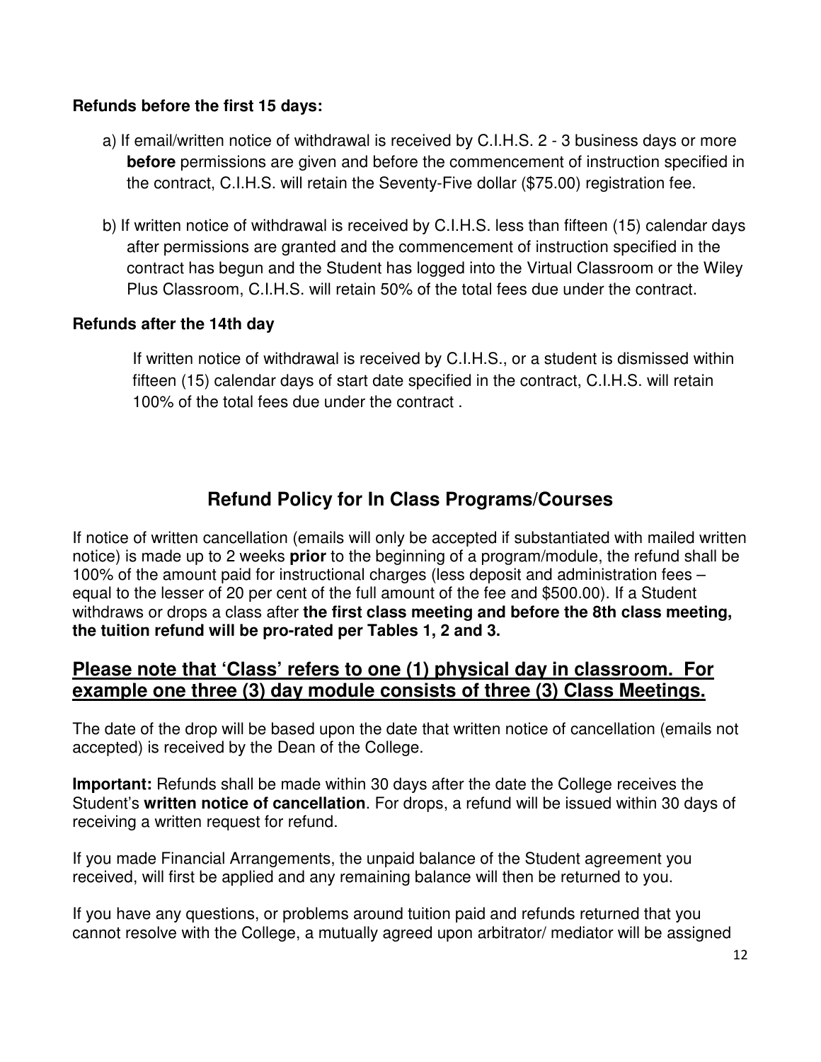**Refunds before the first 15 days:**

a) If email/written notice of withdrawal is received by C.I.H.S. 2 - 3 business days or more **before** permissions are given and before the commencement of instruction specified in the contract, C.I.H.S. will retain the Seventy-Five dollar ($75.00) registration fee.

b) If written notice of withdrawal is received by C.I.H.S. less than fifteen (15) calendar days after permissions are granted and the commencement of instruction specified in the contract has begun and the Student has logged into the Virtual Classroom or the Wiley Plus Classroom, C.I.H.S. will retain 50% of the total fees due under the contract.

**Refunds after the 14th day**

If written notice of withdrawal is received by C.I.H.S., or a student is dismissed within fifteen (15) calendar days of start date specified in the contract, C.I.H.S. will retain 100% of the total fees due under the contract .

## Refund Policy for In Class Programs/Courses

If notice of written cancellation (emails will only be accepted if substantiated with mailed written notice) is made up to 2 weeks **prior** to the beginning of a program/module, the refund shall be 100% of the amount paid for instructional charges (less deposit and administration fees – equal to the lesser of 20 per cent of the full amount of the fee and $500.00). If a Student withdraws or drops a class after **the first class meeting and before the 8th class meeting, the tuition refund will be pro-rated per Tables 1, 2 and 3.**

### **<u>Please note that 'Class' refers to one (1) physical day in classroom. For example one three (3) day module consists of three (3) Class Meetings.</u>**

The date of the drop will be based upon the date that written notice of cancellation (emails not accepted) is received by the Dean of the College.

**Important:** Refunds shall be made within 30 days after the date the College receives the Student's **written notice of cancellation**. For drops, a refund will be issued within 30 days of receiving a written request for refund.

If you made Financial Arrangements, the unpaid balance of the Student agreement you received, will first be applied and any remaining balance will then be returned to you.

If you have any questions, or problems around tuition paid and refunds returned that you cannot resolve with the College, a mutually agreed upon arbitrator/ mediator will be assigned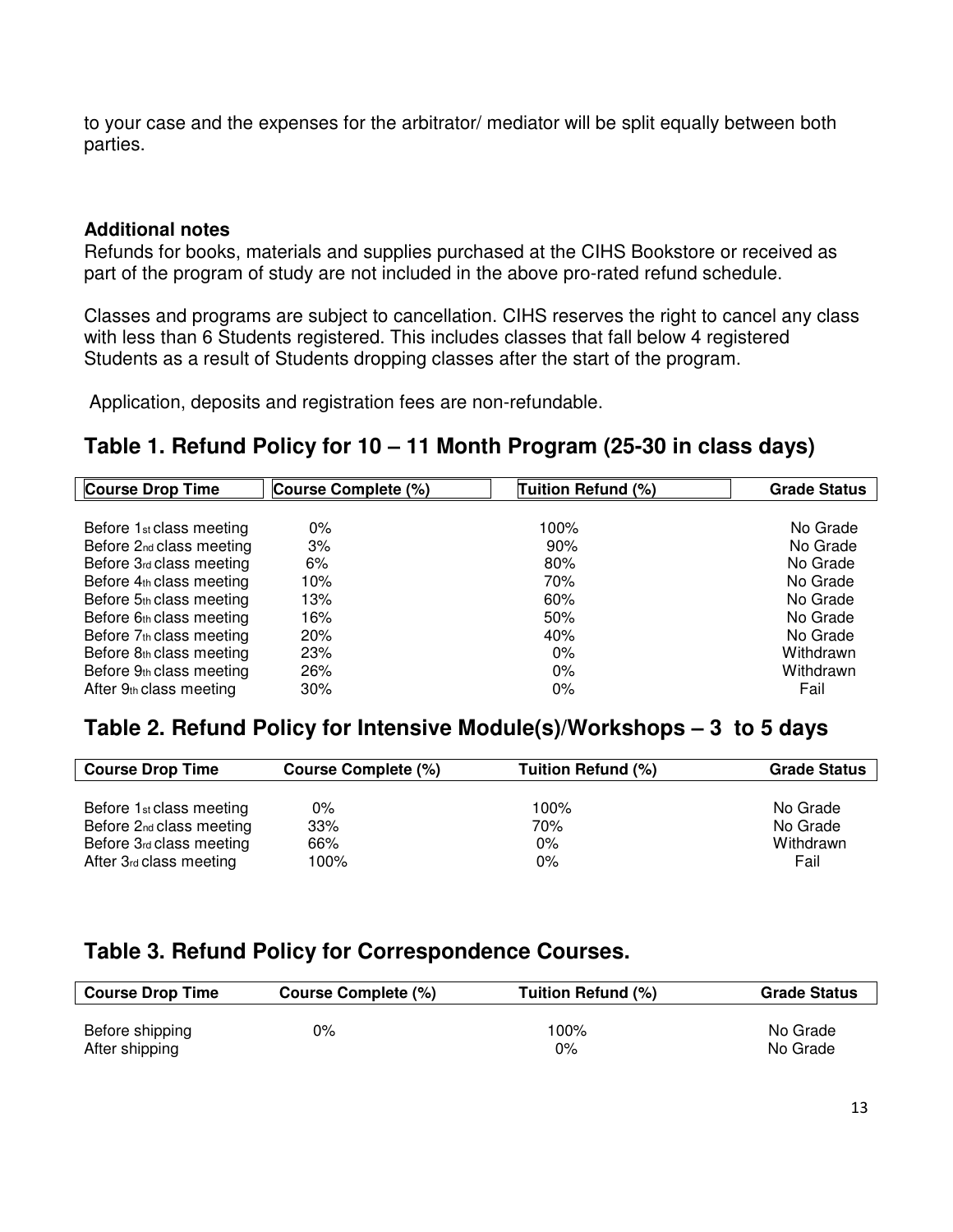to your case and the expenses for the arbitrator/ mediator will be split equally between both parties.

**Additional notes**

Refunds for books, materials and supplies purchased at the CIHS Bookstore or received as part of the program of study are not included in the above pro-rated refund schedule.

Classes and programs are subject to cancellation. CIHS reserves the right to cancel any class with less than 6 Students registered. This includes classes that fall below 4 registered Students as a result of Students dropping classes after the start of the program.

Application, deposits and registration fees are non-refundable.

## Table 1. Refund Policy for 10 – 11 Month Program (25-30 in class days)

| Course Drop Time | Course Complete (%) | Tuition Refund (%) | Grade Status |
|---|---|---|---|
| Before 1st class meeting | 0% | 100% | No Grade |
| Before 2nd class meeting | 3% | 90% | No Grade |
| Before 3rd class meeting | 6% | 80% | No Grade |
| Before 4th class meeting | 10% | 70% | No Grade |
| Before 5th class meeting | 13% | 60% | No Grade |
| Before 6th class meeting | 16% | 50% | No Grade |
| Before 7th class meeting | 20% | 40% | No Grade |
| Before 8th class meeting | 23% | 0% | Withdrawn |
| Before 9th class meeting | 26% | 0% | Withdrawn |
| After 9th class meeting | 30% | 0% | Fail |

## Table 2. Refund Policy for Intensive Module(s)/Workshops – 3 to 5 days

| Course Drop Time | Course Complete (%) | Tuition Refund (%) | Grade Status |
|---|---|---|---|
| Before 1st class meeting | 0% | 100% | No Grade |
| Before 2nd class meeting | 33% | 70% | No Grade |
| Before 3rd class meeting | 66% | 0% | Withdrawn |
| After 3rd class meeting | 100% | 0% | Fail |

## Table 3. Refund Policy for Correspondence Courses.

| Course Drop Time | Course Complete (%) | Tuition Refund (%) | Grade Status |
|---|---|---|---|
| Before shipping | 0% | 100% | No Grade |
| After shipping | | 0% | No Grade |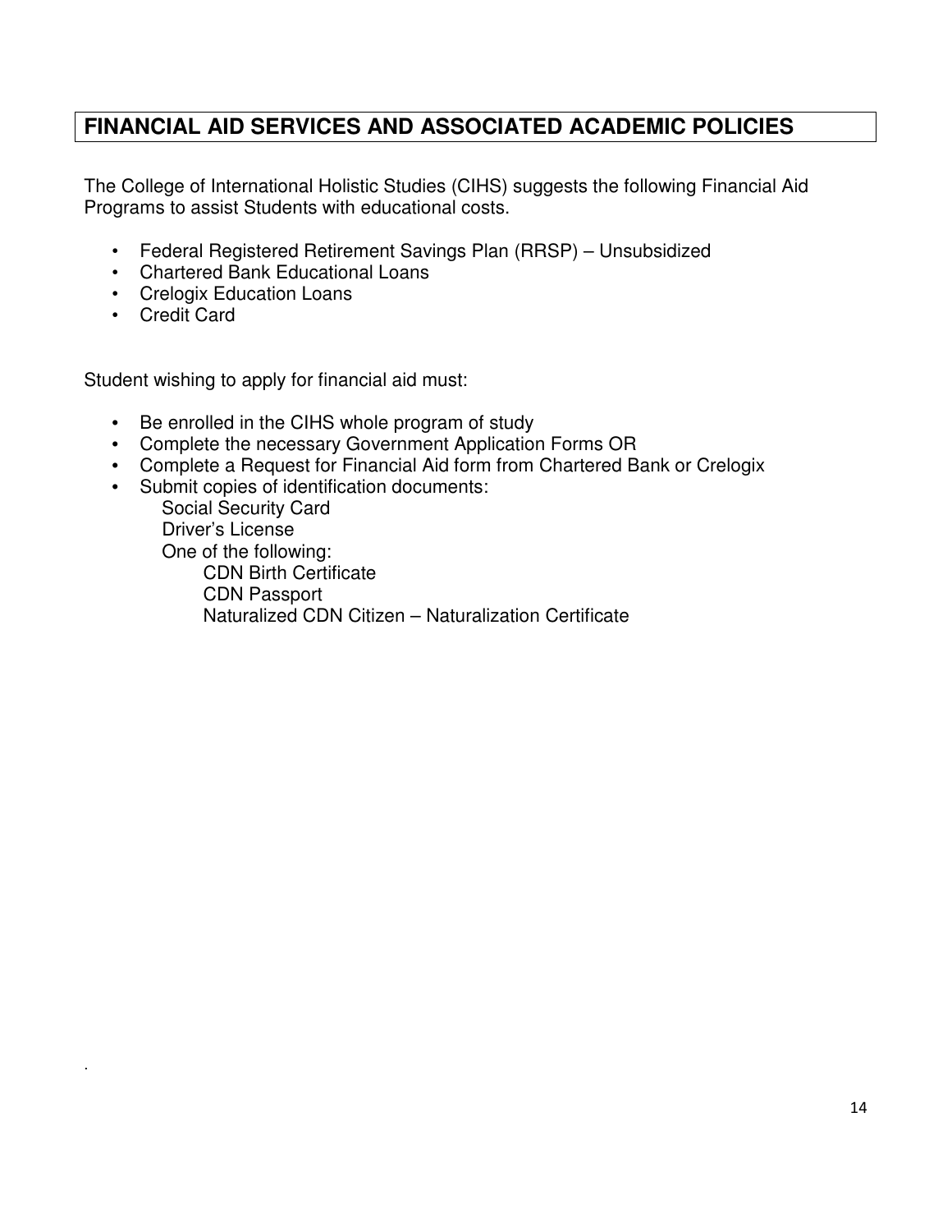## FINANCIAL AID SERVICES AND ASSOCIATED ACADEMIC POLICIES

The College of International Holistic Studies (CIHS) suggests the following Financial Aid Programs to assist Students with educational costs.

- Federal Registered Retirement Savings Plan (RRSP) – Unsubsidized
- Chartered Bank Educational Loans
- Crelogix Education Loans
- Credit Card

Student wishing to apply for financial aid must:

- Be enrolled in the CIHS whole program of study
- Complete the necessary Government Application Forms OR
- Complete a Request for Financial Aid form from Chartered Bank or Crelogix
- Submit copies of identification documents:
  - Social Security Card
  - Driver's License
  - One of the following:
    - CDN Birth Certificate
    - CDN Passport
    - Naturalized CDN Citizen – Naturalization Certificate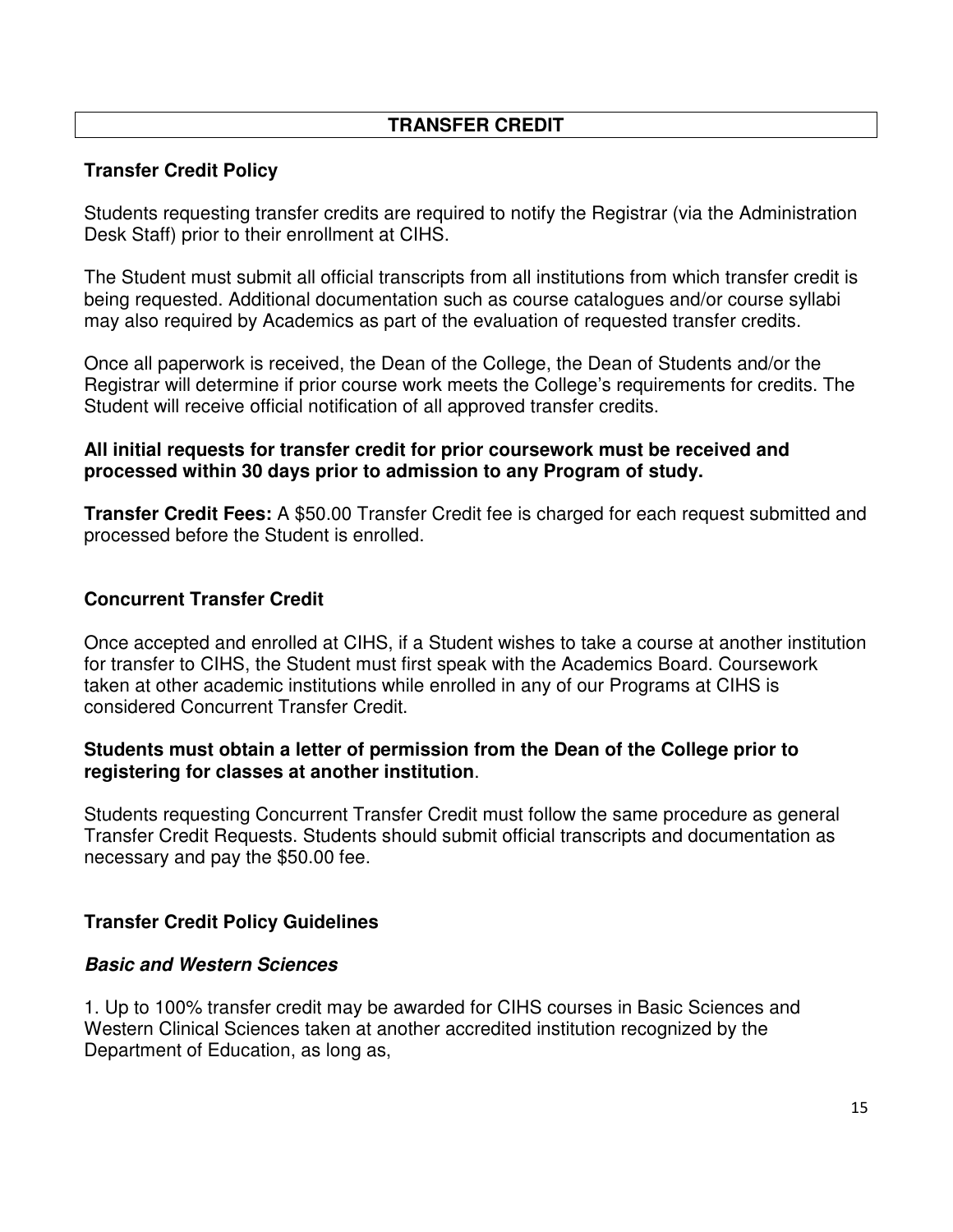# TRANSFER CREDIT

## Transfer Credit Policy

Students requesting transfer credits are required to notify the Registrar (via the Administration Desk Staff) prior to their enrollment at CIHS.

The Student must submit all official transcripts from all institutions from which transfer credit is being requested. Additional documentation such as course catalogues and/or course syllabi may also required by Academics as part of the evaluation of requested transfer credits.

Once all paperwork is received, the Dean of the College, the Dean of Students and/or the Registrar will determine if prior course work meets the College's requirements for credits. The Student will receive official notification of all approved transfer credits.

**All initial requests for transfer credit for prior coursework must be received and processed within 30 days prior to admission to any Program of study.**

**Transfer Credit Fees:** A $50.00 Transfer Credit fee is charged for each request submitted and processed before the Student is enrolled.

## Concurrent Transfer Credit

Once accepted and enrolled at CIHS, if a Student wishes to take a course at another institution for transfer to CIHS, the Student must first speak with the Academics Board. Coursework taken at other academic institutions while enrolled in any of our Programs at CIHS is considered Concurrent Transfer Credit.

**Students must obtain a letter of permission from the Dean of the College prior to registering for classes at another institution**.

Students requesting Concurrent Transfer Credit must follow the same procedure as general Transfer Credit Requests. Students should submit official transcripts and documentation as necessary and pay the $50.00 fee.

## Transfer Credit Policy Guidelines

### *Basic and Western Sciences*

1. Up to 100% transfer credit may be awarded for CIHS courses in Basic Sciences and Western Clinical Sciences taken at another accredited institution recognized by the Department of Education, as long as,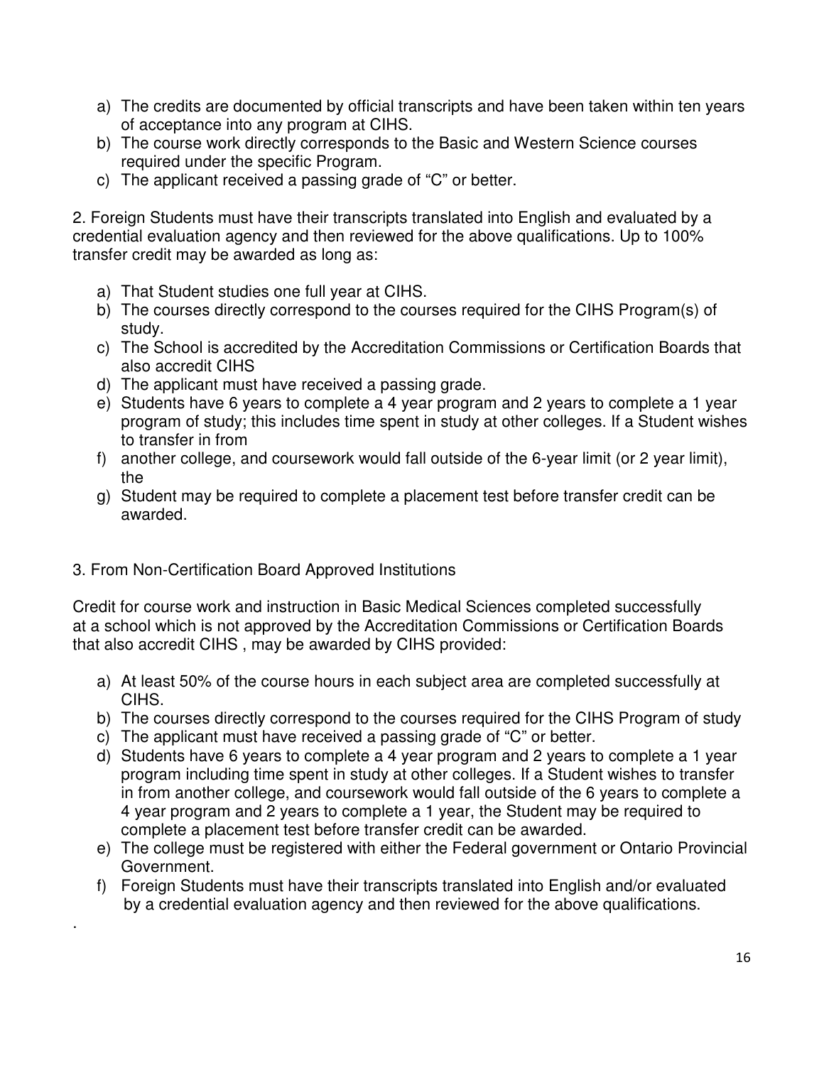a) The credits are documented by official transcripts and have been taken within ten years of acceptance into any program at CIHS.
b) The course work directly corresponds to the Basic and Western Science courses required under the specific Program.
c) The applicant received a passing grade of "C" or better.

2. Foreign Students must have their transcripts translated into English and evaluated by a credential evaluation agency and then reviewed for the above qualifications. Up to 100% transfer credit may be awarded as long as:

a) That Student studies one full year at CIHS.
b) The courses directly correspond to the courses required for the CIHS Program(s) of study.
c) The School is accredited by the Accreditation Commissions or Certification Boards that also accredit CIHS
d) The applicant must have received a passing grade.
e) Students have 6 years to complete a 4 year program and 2 years to complete a 1 year program of study; this includes time spent in study at other colleges. If a Student wishes to transfer in from
f) another college, and coursework would fall outside of the 6-year limit (or 2 year limit), the
g) Student may be required to complete a placement test before transfer credit can be awarded.

3. From Non-Certification Board Approved Institutions

Credit for course work and instruction in Basic Medical Sciences completed successfully at a school which is not approved by the Accreditation Commissions or Certification Boards that also accredit CIHS , may be awarded by CIHS provided:

a) At least 50% of the course hours in each subject area are completed successfully at CIHS.
b) The courses directly correspond to the courses required for the CIHS Program of study
c) The applicant must have received a passing grade of "C" or better.
d) Students have 6 years to complete a 4 year program and 2 years to complete a 1 year program including time spent in study at other colleges. If a Student wishes to transfer in from another college, and coursework would fall outside of the 6 years to complete a 4 year program and 2 years to complete a 1 year, the Student may be required to complete a placement test before transfer credit can be awarded.
e) The college must be registered with either the Federal government or Ontario Provincial Government.
f) Foreign Students must have their transcripts translated into English and/or evaluated by a credential evaluation agency and then reviewed for the above qualifications.

.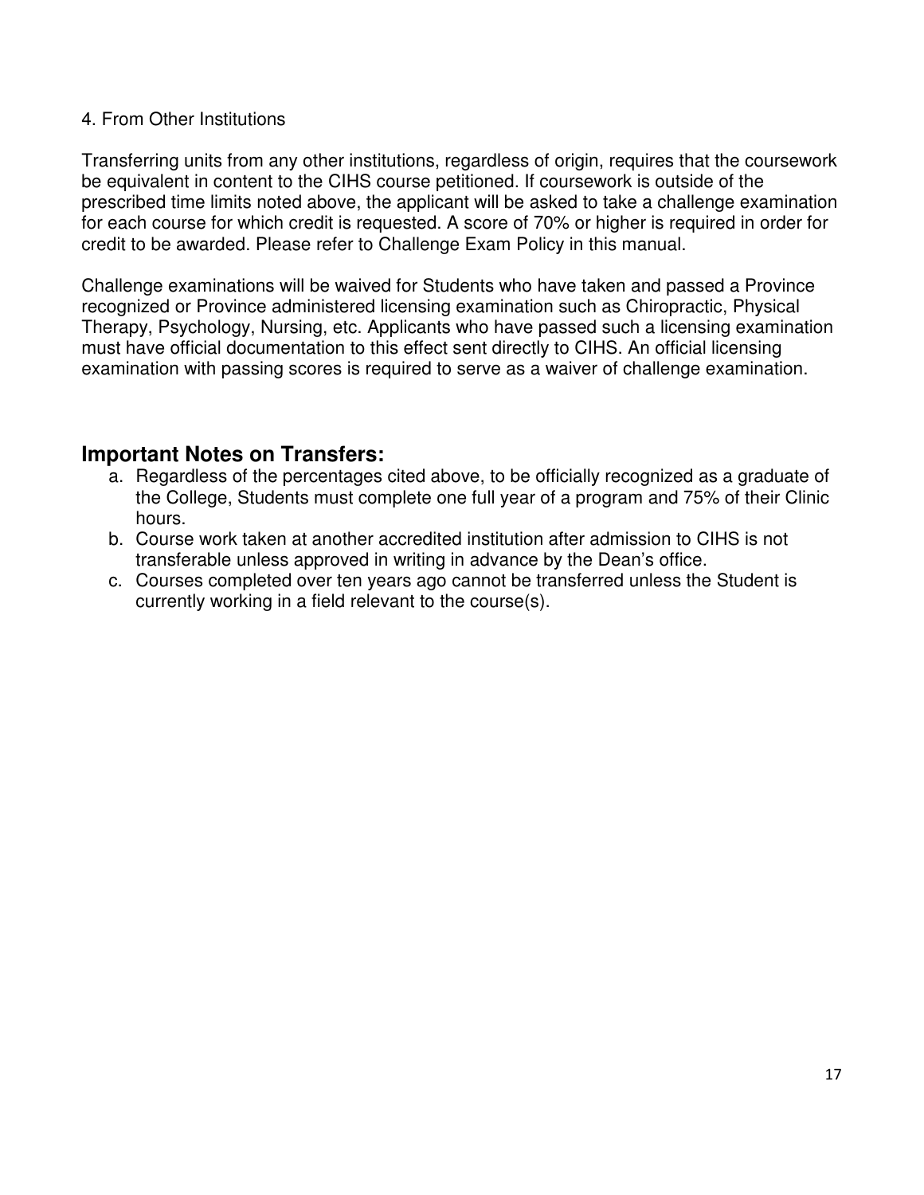4. From Other Institutions

Transferring units from any other institutions, regardless of origin, requires that the coursework be equivalent in content to the CIHS course petitioned. If coursework is outside of the prescribed time limits noted above, the applicant will be asked to take a challenge examination for each course for which credit is requested. A score of 70% or higher is required in order for credit to be awarded. Please refer to Challenge Exam Policy in this manual.

Challenge examinations will be waived for Students who have taken and passed a Province recognized or Province administered licensing examination such as Chiropractic, Physical Therapy, Psychology, Nursing, etc. Applicants who have passed such a licensing examination must have official documentation to this effect sent directly to CIHS. An official licensing examination with passing scores is required to serve as a waiver of challenge examination.

## Important Notes on Transfers:

a. Regardless of the percentages cited above, to be officially recognized as a graduate of the College, Students must complete one full year of a program and 75% of their Clinic hours.
b. Course work taken at another accredited institution after admission to CIHS is not transferable unless approved in writing in advance by the Dean's office.
c. Courses completed over ten years ago cannot be transferred unless the Student is currently working in a field relevant to the course(s).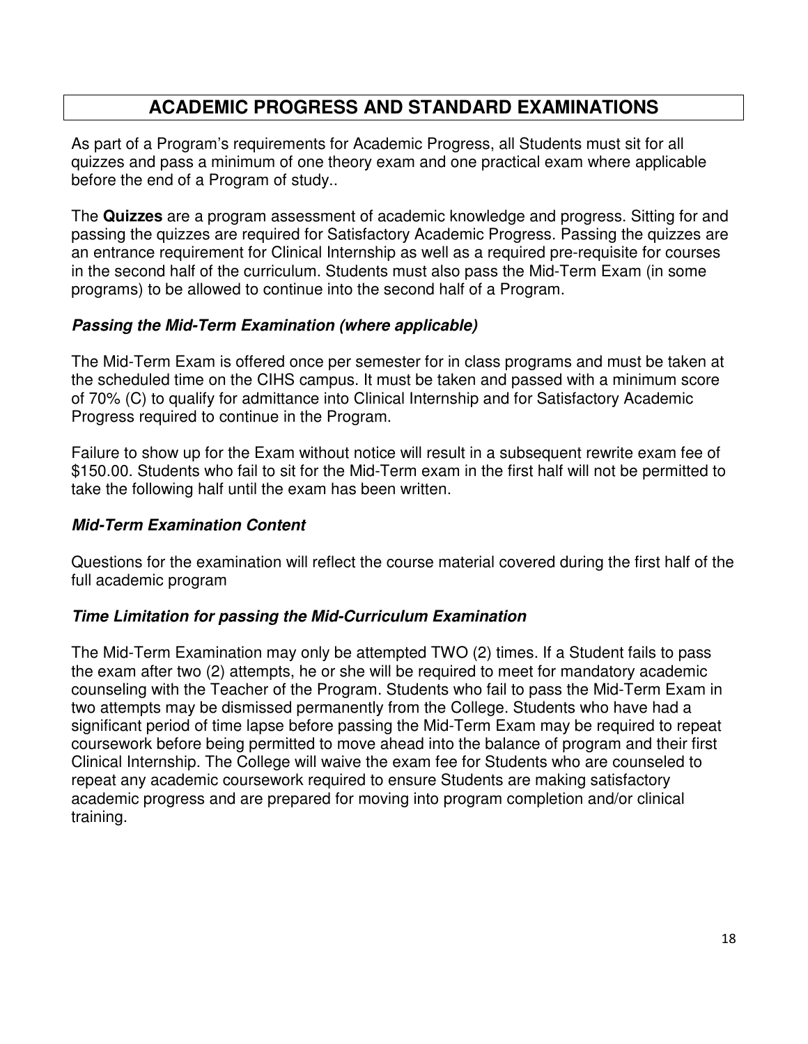# ACADEMIC PROGRESS AND STANDARD EXAMINATIONS

As part of a Program's requirements for Academic Progress, all Students must sit for all quizzes and pass a minimum of one theory exam and one practical exam where applicable before the end of a Program of study..

The **Quizzes** are a program assessment of academic knowledge and progress. Sitting for and passing the quizzes are required for Satisfactory Academic Progress. Passing the quizzes are an entrance requirement for Clinical Internship as well as a required pre-requisite for courses in the second half of the curriculum. Students must also pass the Mid-Term Exam (in some programs) to be allowed to continue into the second half of a Program.

### *Passing the Mid-Term Examination (where applicable)*

The Mid-Term Exam is offered once per semester for in class programs and must be taken at the scheduled time on the CIHS campus. It must be taken and passed with a minimum score of 70% (C) to qualify for admittance into Clinical Internship and for Satisfactory Academic Progress required to continue in the Program.

Failure to show up for the Exam without notice will result in a subsequent rewrite exam fee of $150.00. Students who fail to sit for the Mid-Term exam in the first half will not be permitted to take the following half until the exam has been written.

### *Mid-Term Examination Content*

Questions for the examination will reflect the course material covered during the first half of the full academic program

### *Time Limitation for passing the Mid-Curriculum Examination*

The Mid-Term Examination may only be attempted TWO (2) times. If a Student fails to pass the exam after two (2) attempts, he or she will be required to meet for mandatory academic counseling with the Teacher of the Program. Students who fail to pass the Mid-Term Exam in two attempts may be dismissed permanently from the College. Students who have had a significant period of time lapse before passing the Mid-Term Exam may be required to repeat coursework before being permitted to move ahead into the balance of program and their first Clinical Internship. The College will waive the exam fee for Students who are counseled to repeat any academic coursework required to ensure Students are making satisfactory academic progress and are prepared for moving into program completion and/or clinical training.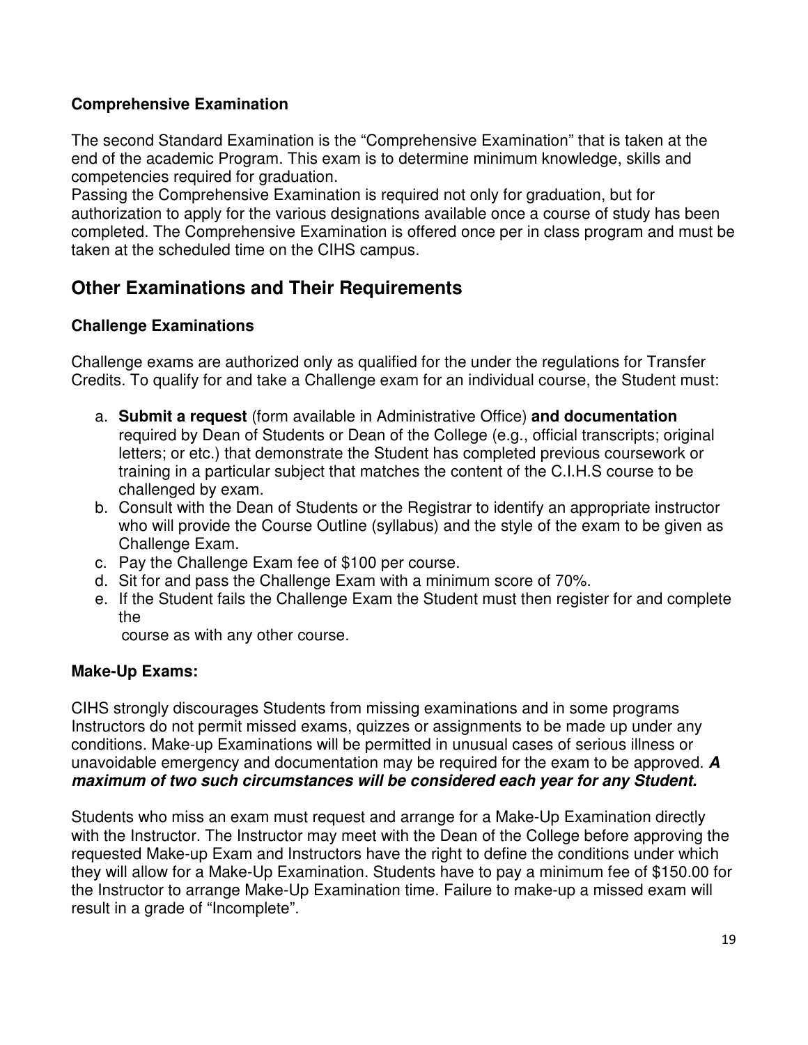### Comprehensive Examination

The second Standard Examination is the "Comprehensive Examination" that is taken at the end of the academic Program. This exam is to determine minimum knowledge, skills and competencies required for graduation.
Passing the Comprehensive Examination is required not only for graduation, but for authorization to apply for the various designations available once a course of study has been completed. The Comprehensive Examination is offered once per in class program and must be taken at the scheduled time on the CIHS campus.

## Other Examinations and Their Requirements

### Challenge Examinations

Challenge exams are authorized only as qualified for the under the regulations for Transfer Credits. To qualify for and take a Challenge exam for an individual course, the Student must:

a. **Submit a request** (form available in Administrative Office) **and documentation** required by Dean of Students or Dean of the College (e.g., official transcripts; original letters; or etc.) that demonstrate the Student has completed previous coursework or training in a particular subject that matches the content of the C.I.H.S course to be challenged by exam.
b. Consult with the Dean of Students or the Registrar to identify an appropriate instructor who will provide the Course Outline (syllabus) and the style of the exam to be given as Challenge Exam.
c. Pay the Challenge Exam fee of $100 per course.
d. Sit for and pass the Challenge Exam with a minimum score of 70%.
e. If the Student fails the Challenge Exam the Student must then register for and complete the
course as with any other course.

### Make-Up Exams:

CIHS strongly discourages Students from missing examinations and in some programs Instructors do not permit missed exams, quizzes or assignments to be made up under any conditions. Make-up Examinations will be permitted in unusual cases of serious illness or unavoidable emergency and documentation may be required for the exam to be approved. ***A maximum of two such circumstances will be considered each year for any Student.***

Students who miss an exam must request and arrange for a Make-Up Examination directly with the Instructor. The Instructor may meet with the Dean of the College before approving the requested Make-up Exam and Instructors have the right to define the conditions under which they will allow for a Make-Up Examination. Students have to pay a minimum fee of $150.00 for the Instructor to arrange Make-Up Examination time. Failure to make-up a missed exam will result in a grade of "Incomplete".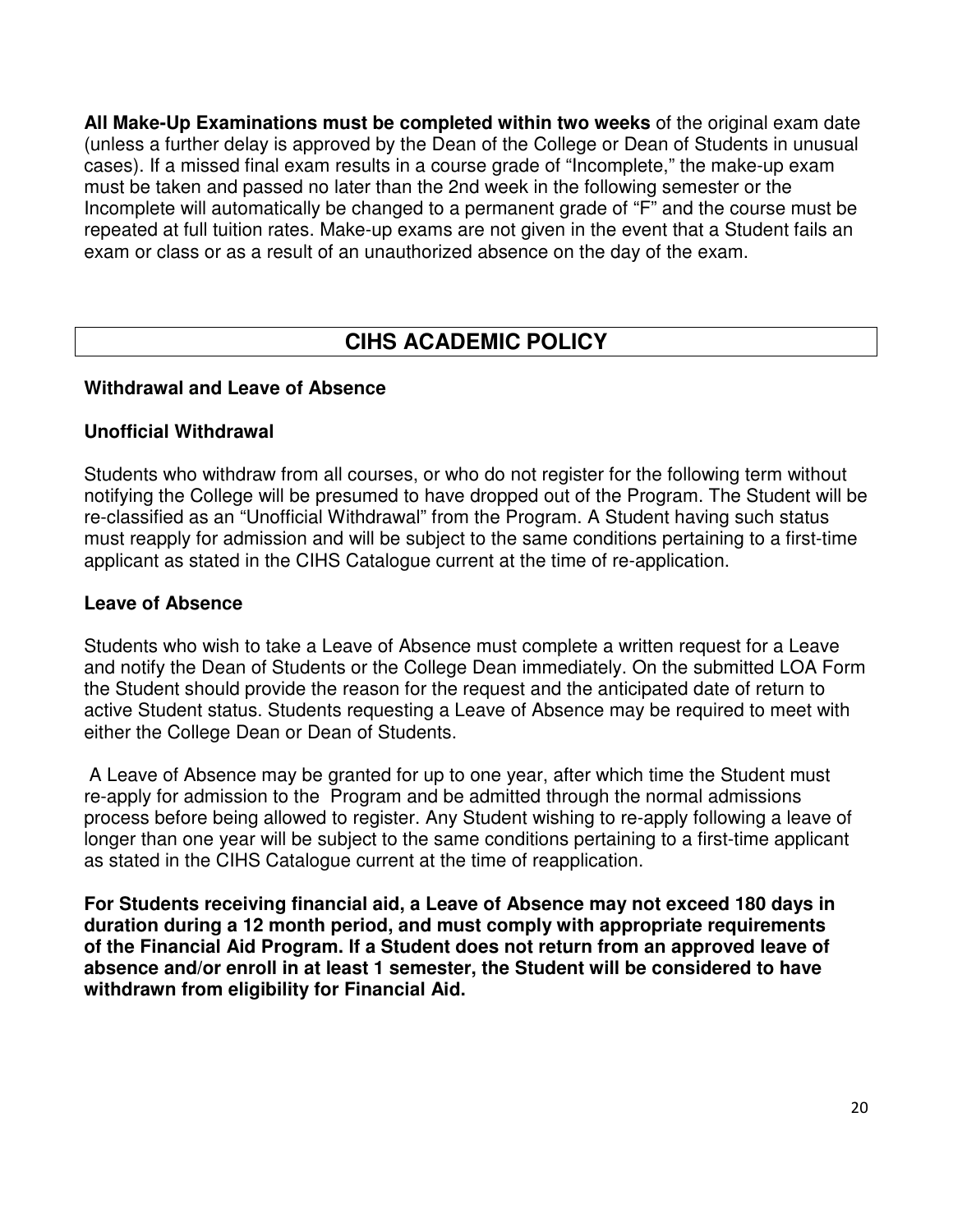**All Make-Up Examinations must be completed within two weeks** of the original exam date (unless a further delay is approved by the Dean of the College or Dean of Students in unusual cases). If a missed final exam results in a course grade of "Incomplete," the make-up exam must be taken and passed no later than the 2nd week in the following semester or the Incomplete will automatically be changed to a permanent grade of "F" and the course must be repeated at full tuition rates. Make-up exams are not given in the event that a Student fails an exam or class or as a result of an unauthorized absence on the day of the exam.

## CIHS ACADEMIC POLICY

### Withdrawal and Leave of Absence

### Unofficial Withdrawal

Students who withdraw from all courses, or who do not register for the following term without notifying the College will be presumed to have dropped out of the Program. The Student will be re-classified as an "Unofficial Withdrawal" from the Program. A Student having such status must reapply for admission and will be subject to the same conditions pertaining to a first-time applicant as stated in the CIHS Catalogue current at the time of re-application.

### Leave of Absence

Students who wish to take a Leave of Absence must complete a written request for a Leave and notify the Dean of Students or the College Dean immediately. On the submitted LOA Form the Student should provide the reason for the request and the anticipated date of return to active Student status. Students requesting a Leave of Absence may be required to meet with either the College Dean or Dean of Students.

A Leave of Absence may be granted for up to one year, after which time the Student must re-apply for admission to the Program and be admitted through the normal admissions process before being allowed to register. Any Student wishing to re-apply following a leave of longer than one year will be subject to the same conditions pertaining to a first-time applicant as stated in the CIHS Catalogue current at the time of reapplication.

**For Students receiving financial aid, a Leave of Absence may not exceed 180 days in duration during a 12 month period, and must comply with appropriate requirements of the Financial Aid Program. If a Student does not return from an approved leave of absence and/or enroll in at least 1 semester, the Student will be considered to have withdrawn from eligibility for Financial Aid.**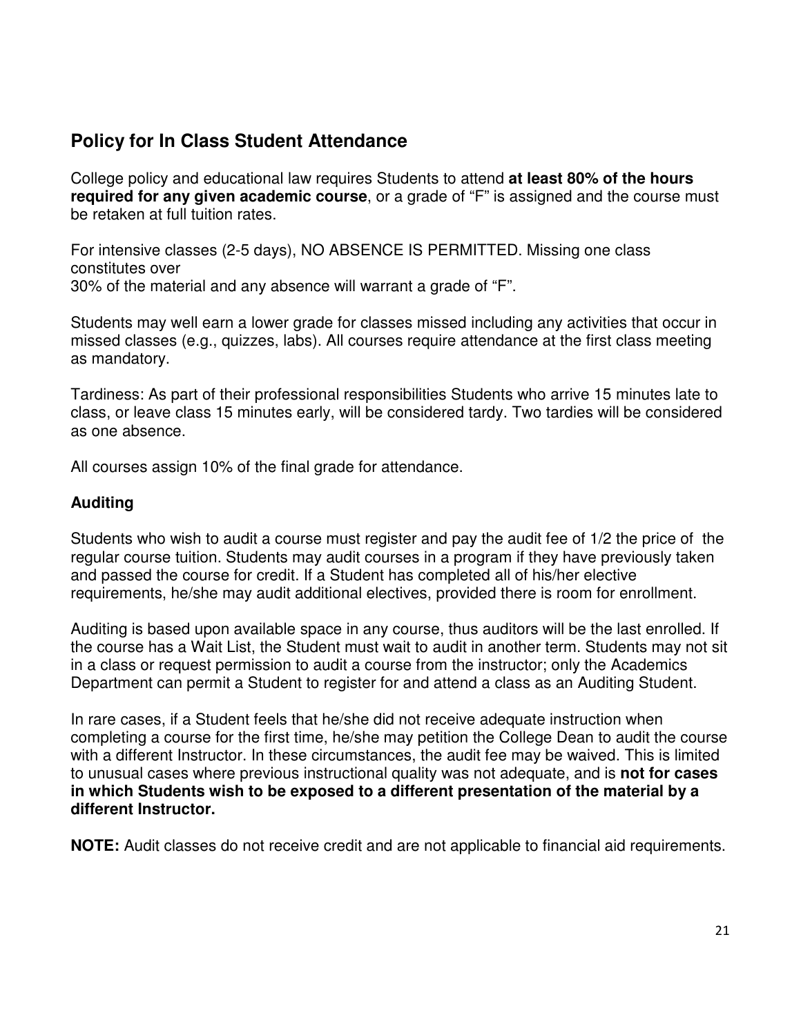## Policy for In Class Student Attendance

College policy and educational law requires Students to attend **at least 80% of the hours required for any given academic course**, or a grade of "F" is assigned and the course must be retaken at full tuition rates.

For intensive classes (2-5 days), NO ABSENCE IS PERMITTED. Missing one class constitutes over
30% of the material and any absence will warrant a grade of "F".

Students may well earn a lower grade for classes missed including any activities that occur in missed classes (e.g., quizzes, labs). All courses require attendance at the first class meeting as mandatory.

Tardiness: As part of their professional responsibilities Students who arrive 15 minutes late to class, or leave class 15 minutes early, will be considered tardy. Two tardies will be considered as one absence.

All courses assign 10% of the final grade for attendance.

### Auditing

Students who wish to audit a course must register and pay the audit fee of 1/2 the price of the regular course tuition. Students may audit courses in a program if they have previously taken and passed the course for credit. If a Student has completed all of his/her elective requirements, he/she may audit additional electives, provided there is room for enrollment.

Auditing is based upon available space in any course, thus auditors will be the last enrolled. If the course has a Wait List, the Student must wait to audit in another term. Students may not sit in a class or request permission to audit a course from the instructor; only the Academics Department can permit a Student to register for and attend a class as an Auditing Student.

In rare cases, if a Student feels that he/she did not receive adequate instruction when completing a course for the first time, he/she may petition the College Dean to audit the course with a different Instructor. In these circumstances, the audit fee may be waived. This is limited to unusual cases where previous instructional quality was not adequate, and is **not for cases in which Students wish to be exposed to a different presentation of the material by a different Instructor.**

**NOTE:** Audit classes do not receive credit and are not applicable to financial aid requirements.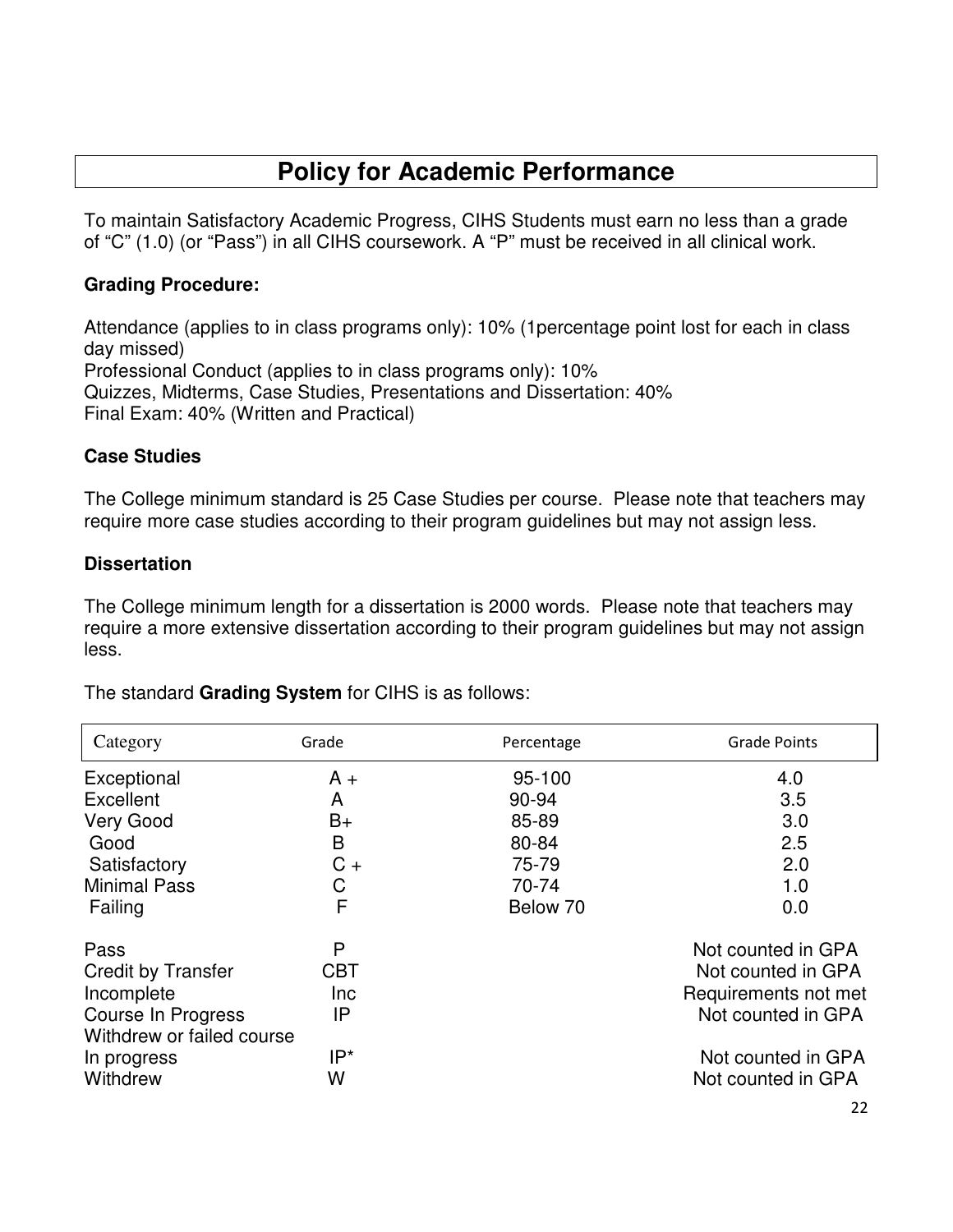# Policy for Academic Performance

To maintain Satisfactory Academic Progress, CIHS Students must earn no less than a grade of “C” (1.0) (or “Pass”) in all CIHS coursework. A “P” must be received in all clinical work.

**Grading Procedure:**

Attendance (applies to in class programs only): 10% (1percentage point lost for each in class day missed)
Professional Conduct (applies to in class programs only): 10%
Quizzes, Midterms, Case Studies, Presentations and Dissertation: 40%
Final Exam: 40% (Written and Practical)

**Case Studies**

The College minimum standard is 25 Case Studies per course. Please note that teachers may require more case studies according to their program guidelines but may not assign less.

**Dissertation**

The College minimum length for a dissertation is 2000 words. Please note that teachers may require a more extensive dissertation according to their program guidelines but may not assign less.

The standard **Grading System** for CIHS is as follows:

| Category | Grade | Percentage | Grade Points |
|---|---|---|---|
| Exceptional | A + | 95-100 | 4.0 |
| Excellent | A | 90-94 | 3.5 |
| Very Good | B+ | 85-89 | 3.0 |
| Good | B | 80-84 | 2.5 |
| Satisfactory | C + | 75-79 | 2.0 |
| Minimal Pass | C | 70-74 | 1.0 |
| Failing | F | Below 70 | 0.0 |
| Pass | P | | Not counted in GPA |
| Credit by Transfer | CBT | | Not counted in GPA |
| Incomplete | Inc | | Requirements not met |
| Course In Progress | IP | | Not counted in GPA |
| Withdrew or failed course In progress | IP* | | Not counted in GPA |
| Withdrew | W | | Not counted in GPA |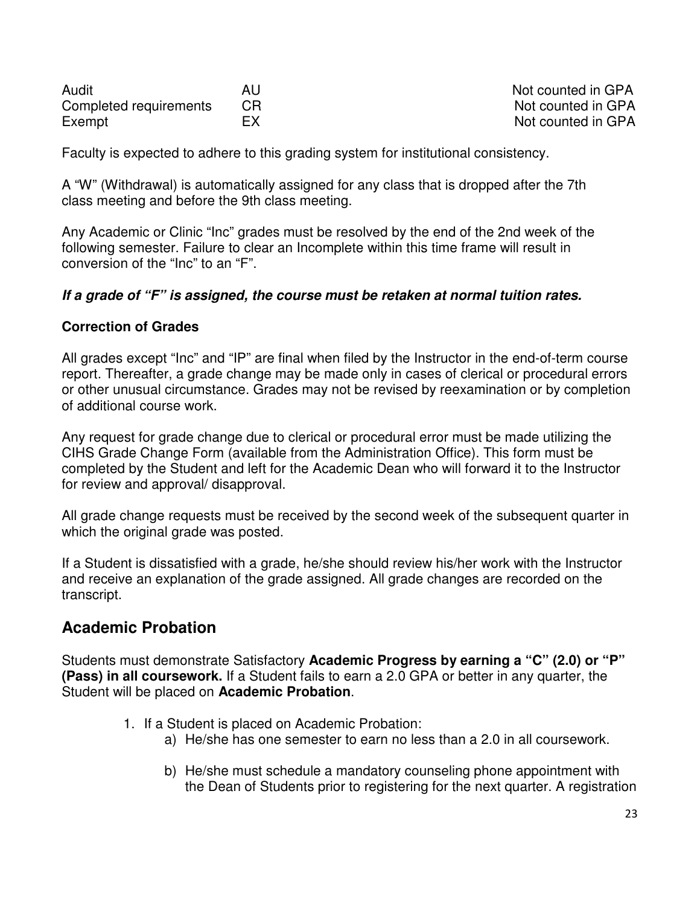| | | |
|---|---|---|
| Audit | AU | Not counted in GPA |
| Completed requirements | CR | Not counted in GPA |
| Exempt | EX | Not counted in GPA |

Faculty is expected to adhere to this grading system for institutional consistency.

A “W” (Withdrawal) is automatically assigned for any class that is dropped after the 7th class meeting and before the 9th class meeting.

Any Academic or Clinic “Inc” grades must be resolved by the end of the 2nd week of the following semester. Failure to clear an Incomplete within this time frame will result in conversion of the “Inc” to an “F”.

***If a grade of “F” is assigned, the course must be retaken at normal tuition rates.***

**Correction of Grades**

All grades except “Inc” and “IP” are final when filed by the Instructor in the end-of-term course report. Thereafter, a grade change may be made only in cases of clerical or procedural errors or other unusual circumstance. Grades may not be revised by reexamination or by completion of additional course work.

Any request for grade change due to clerical or procedural error must be made utilizing the CIHS Grade Change Form (available from the Administration Office). This form must be completed by the Student and left for the Academic Dean who will forward it to the Instructor for review and approval/ disapproval.

All grade change requests must be received by the second week of the subsequent quarter in which the original grade was posted.

If a Student is dissatisfied with a grade, he/she should review his/her work with the Instructor and receive an explanation of the grade assigned. All grade changes are recorded on the transcript.

## Academic Probation

Students must demonstrate Satisfactory **Academic Progress by earning a “C” (2.0) or “P” (Pass) in all coursework.** If a Student fails to earn a 2.0 GPA or better in any quarter, the Student will be placed on **Academic Probation**.

1. If a Student is placed on Academic Probation:
   a) He/she has one semester to earn no less than a 2.0 in all coursework.

   b) He/she must schedule a mandatory counseling phone appointment with the Dean of Students prior to registering for the next quarter. A registration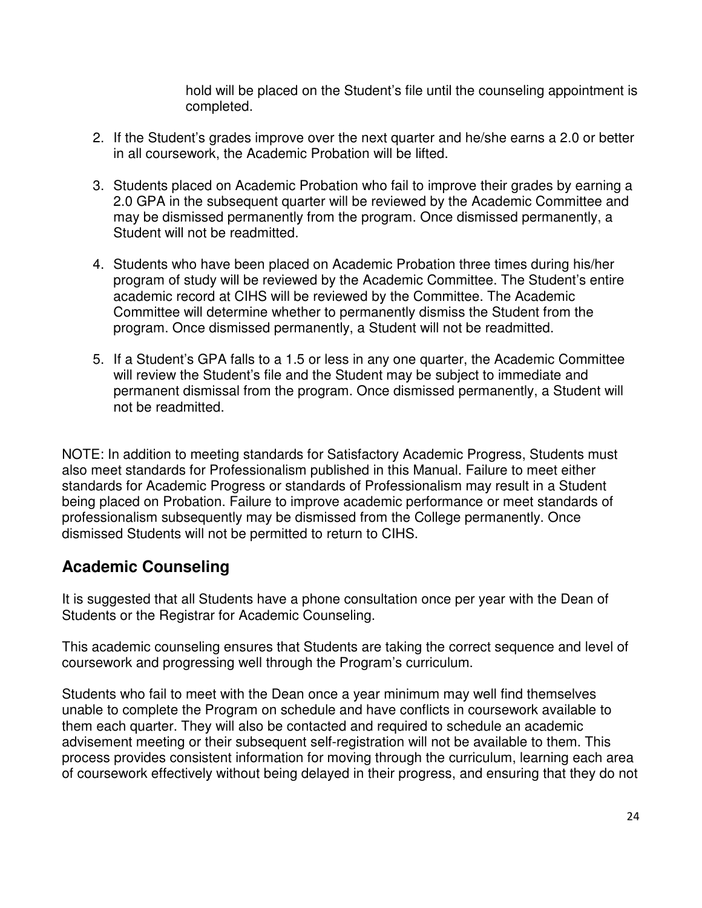hold will be placed on the Student's file until the counseling appointment is completed.

2. If the Student's grades improve over the next quarter and he/she earns a 2.0 or better in all coursework, the Academic Probation will be lifted.

3. Students placed on Academic Probation who fail to improve their grades by earning a 2.0 GPA in the subsequent quarter will be reviewed by the Academic Committee and may be dismissed permanently from the program. Once dismissed permanently, a Student will not be readmitted.

4. Students who have been placed on Academic Probation three times during his/her program of study will be reviewed by the Academic Committee. The Student's entire academic record at CIHS will be reviewed by the Committee. The Academic Committee will determine whether to permanently dismiss the Student from the program. Once dismissed permanently, a Student will not be readmitted.

5. If a Student's GPA falls to a 1.5 or less in any one quarter, the Academic Committee will review the Student's file and the Student may be subject to immediate and permanent dismissal from the program. Once dismissed permanently, a Student will not be readmitted.

NOTE: In addition to meeting standards for Satisfactory Academic Progress, Students must also meet standards for Professionalism published in this Manual. Failure to meet either standards for Academic Progress or standards of Professionalism may result in a Student being placed on Probation. Failure to improve academic performance or meet standards of professionalism subsequently may be dismissed from the College permanently. Once dismissed Students will not be permitted to return to CIHS.

## Academic Counseling

It is suggested that all Students have a phone consultation once per year with the Dean of Students or the Registrar for Academic Counseling.

This academic counseling ensures that Students are taking the correct sequence and level of coursework and progressing well through the Program's curriculum.

Students who fail to meet with the Dean once a year minimum may well find themselves unable to complete the Program on schedule and have conflicts in coursework available to them each quarter. They will also be contacted and required to schedule an academic advisement meeting or their subsequent self-registration will not be available to them. This process provides consistent information for moving through the curriculum, learning each area of coursework effectively without being delayed in their progress, and ensuring that they do not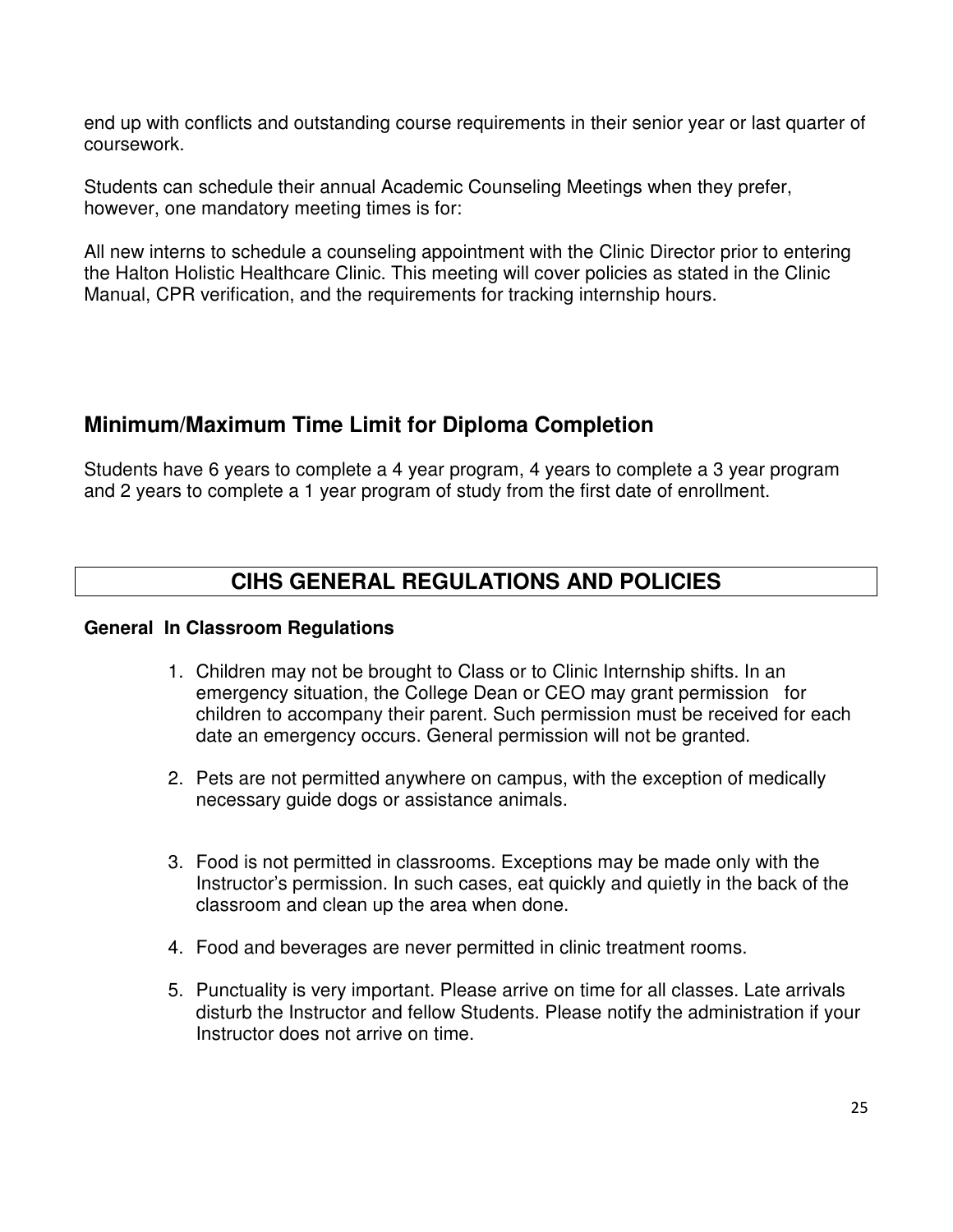end up with conflicts and outstanding course requirements in their senior year or last quarter of coursework.

Students can schedule their annual Academic Counseling Meetings when they prefer, however, one mandatory meeting times is for:

All new interns to schedule a counseling appointment with the Clinic Director prior to entering the Halton Holistic Healthcare Clinic. This meeting will cover policies as stated in the Clinic Manual, CPR verification, and the requirements for tracking internship hours.

## Minimum/Maximum Time Limit for Diploma Completion

Students have 6 years to complete a 4 year program, 4 years to complete a 3 year program and 2 years to complete a 1 year program of study from the first date of enrollment.

## CIHS GENERAL REGULATIONS AND POLICIES

**General In Classroom Regulations**

1. Children may not be brought to Class or to Clinic Internship shifts. In an emergency situation, the College Dean or CEO may grant permission for children to accompany their parent. Such permission must be received for each date an emergency occurs. General permission will not be granted.

2. Pets are not permitted anywhere on campus, with the exception of medically necessary guide dogs or assistance animals.

3. Food is not permitted in classrooms. Exceptions may be made only with the Instructor's permission. In such cases, eat quickly and quietly in the back of the classroom and clean up the area when done.

4. Food and beverages are never permitted in clinic treatment rooms.

5. Punctuality is very important. Please arrive on time for all classes. Late arrivals disturb the Instructor and fellow Students. Please notify the administration if your Instructor does not arrive on time.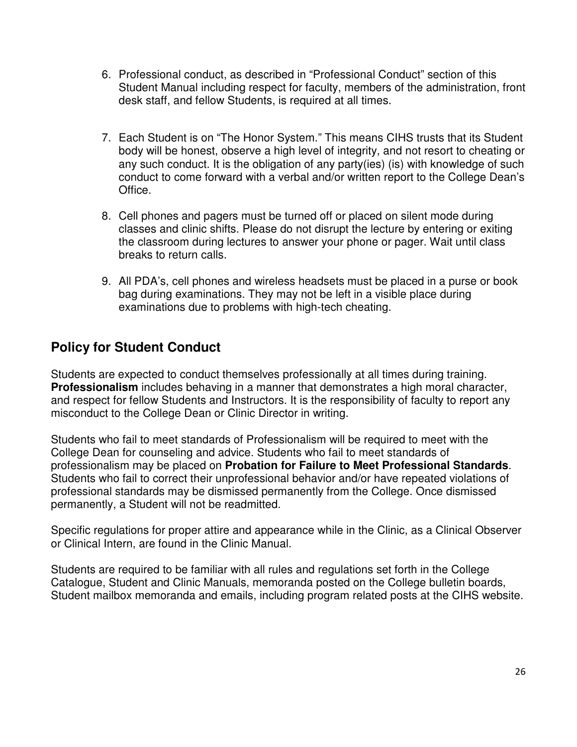6. Professional conduct, as described in "Professional Conduct" section of this Student Manual including respect for faculty, members of the administration, front desk staff, and fellow Students, is required at all times.

7. Each Student is on "The Honor System." This means CIHS trusts that its Student body will be honest, observe a high level of integrity, and not resort to cheating or any such conduct. It is the obligation of any party(ies) (is) with knowledge of such conduct to come forward with a verbal and/or written report to the College Dean's Office.

8. Cell phones and pagers must be turned off or placed on silent mode during classes and clinic shifts. Please do not disrupt the lecture by entering or exiting the classroom during lectures to answer your phone or pager. Wait until class breaks to return calls.

9. All PDA's, cell phones and wireless headsets must be placed in a purse or book bag during examinations. They may not be left in a visible place during examinations due to problems with high-tech cheating.

## Policy for Student Conduct

Students are expected to conduct themselves professionally at all times during training. **Professionalism** includes behaving in a manner that demonstrates a high moral character, and respect for fellow Students and Instructors. It is the responsibility of faculty to report any misconduct to the College Dean or Clinic Director in writing.

Students who fail to meet standards of Professionalism will be required to meet with the College Dean for counseling and advice. Students who fail to meet standards of professionalism may be placed on **Probation for Failure to Meet Professional Standards**. Students who fail to correct their unprofessional behavior and/or have repeated violations of professional standards may be dismissed permanently from the College. Once dismissed permanently, a Student will not be readmitted.

Specific regulations for proper attire and appearance while in the Clinic, as a Clinical Observer or Clinical Intern, are found in the Clinic Manual.

Students are required to be familiar with all rules and regulations set forth in the College Catalogue, Student and Clinic Manuals, memoranda posted on the College bulletin boards, Student mailbox memoranda and emails, including program related posts at the CIHS website.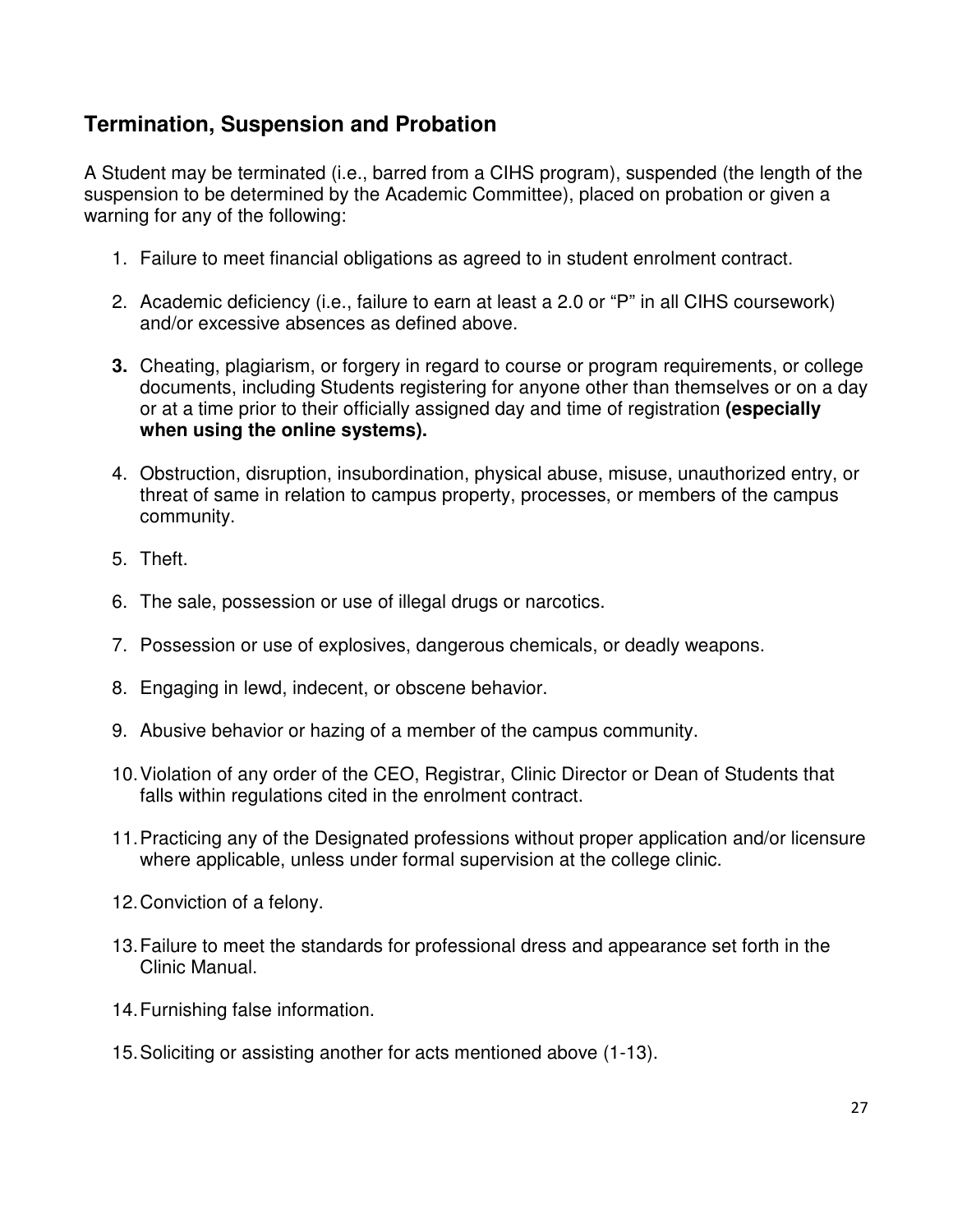## Termination, Suspension and Probation

A Student may be terminated (i.e., barred from a CIHS program), suspended (the length of the suspension to be determined by the Academic Committee), placed on probation or given a warning for any of the following:

1. Failure to meet financial obligations as agreed to in student enrolment contract.

2. Academic deficiency (i.e., failure to earn at least a 2.0 or "P" in all CIHS coursework) and/or excessive absences as defined above.

3. Cheating, plagiarism, or forgery in regard to course or program requirements, or college documents, including Students registering for anyone other than themselves or on a day or at a time prior to their officially assigned day and time of registration **(especially when using the online systems).**

4. Obstruction, disruption, insubordination, physical abuse, misuse, unauthorized entry, or threat of same in relation to campus property, processes, or members of the campus community.

5. Theft.

6. The sale, possession or use of illegal drugs or narcotics.

7. Possession or use of explosives, dangerous chemicals, or deadly weapons.

8. Engaging in lewd, indecent, or obscene behavior.

9. Abusive behavior or hazing of a member of the campus community.

10. Violation of any order of the CEO, Registrar, Clinic Director or Dean of Students that falls within regulations cited in the enrolment contract.

11. Practicing any of the Designated professions without proper application and/or licensure where applicable, unless under formal supervision at the college clinic.

12. Conviction of a felony.

13. Failure to meet the standards for professional dress and appearance set forth in the Clinic Manual.

14. Furnishing false information.

15. Soliciting or assisting another for acts mentioned above (1-13).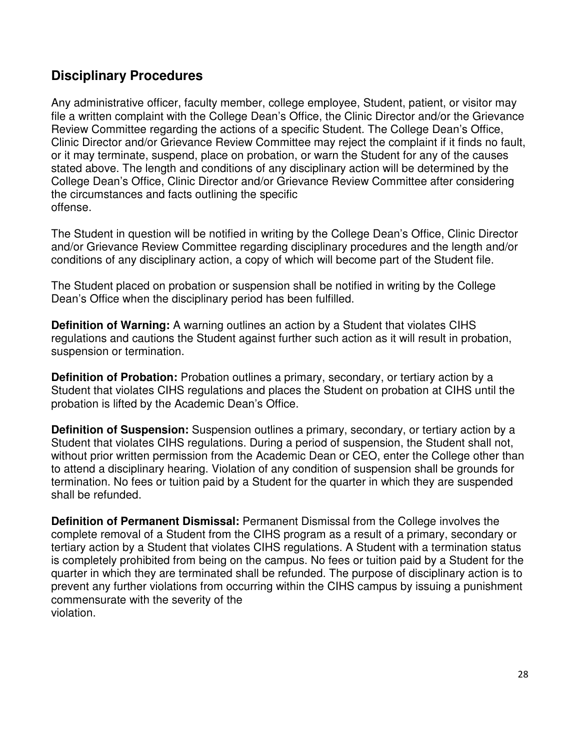## Disciplinary Procedures

Any administrative officer, faculty member, college employee, Student, patient, or visitor may file a written complaint with the College Dean's Office, the Clinic Director and/or the Grievance Review Committee regarding the actions of a specific Student. The College Dean's Office, Clinic Director and/or Grievance Review Committee may reject the complaint if it finds no fault, or it may terminate, suspend, place on probation, or warn the Student for any of the causes stated above. The length and conditions of any disciplinary action will be determined by the College Dean's Office, Clinic Director and/or Grievance Review Committee after considering the circumstances and facts outlining the specific offense.

The Student in question will be notified in writing by the College Dean's Office, Clinic Director and/or Grievance Review Committee regarding disciplinary procedures and the length and/or conditions of any disciplinary action, a copy of which will become part of the Student file.

The Student placed on probation or suspension shall be notified in writing by the College Dean's Office when the disciplinary period has been fulfilled.

**Definition of Warning:** A warning outlines an action by a Student that violates CIHS regulations and cautions the Student against further such action as it will result in probation, suspension or termination.

**Definition of Probation:** Probation outlines a primary, secondary, or tertiary action by a Student that violates CIHS regulations and places the Student on probation at CIHS until the probation is lifted by the Academic Dean's Office.

**Definition of Suspension:** Suspension outlines a primary, secondary, or tertiary action by a Student that violates CIHS regulations. During a period of suspension, the Student shall not, without prior written permission from the Academic Dean or CEO, enter the College other than to attend a disciplinary hearing. Violation of any condition of suspension shall be grounds for termination. No fees or tuition paid by a Student for the quarter in which they are suspended shall be refunded.

**Definition of Permanent Dismissal:** Permanent Dismissal from the College involves the complete removal of a Student from the CIHS program as a result of a primary, secondary or tertiary action by a Student that violates CIHS regulations. A Student with a termination status is completely prohibited from being on the campus. No fees or tuition paid by a Student for the quarter in which they are terminated shall be refunded. The purpose of disciplinary action is to prevent any further violations from occurring within the CIHS campus by issuing a punishment commensurate with the severity of the violation.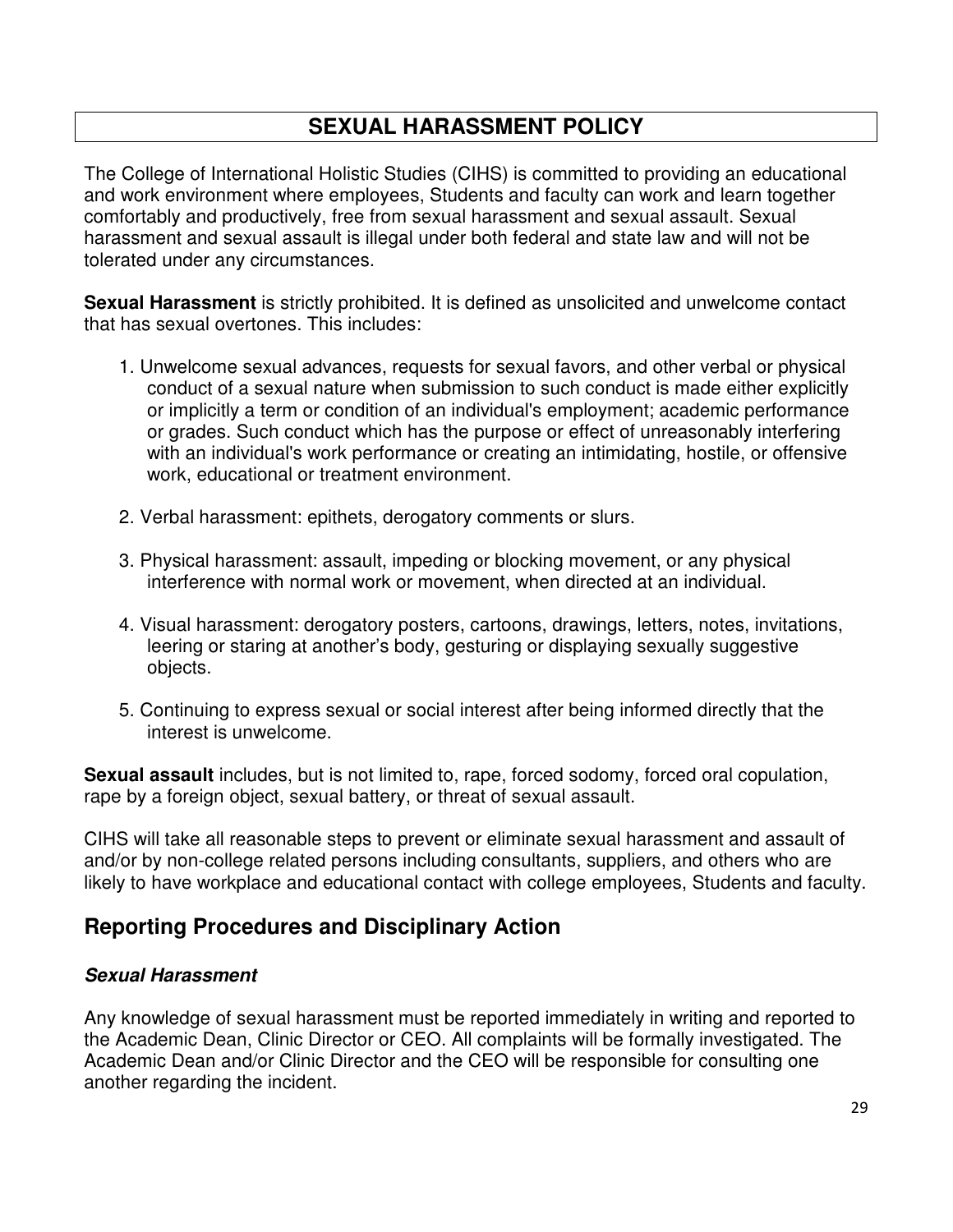# SEXUAL HARASSMENT POLICY

The College of International Holistic Studies (CIHS) is committed to providing an educational and work environment where employees, Students and faculty can work and learn together comfortably and productively, free from sexual harassment and sexual assault. Sexual harassment and sexual assault is illegal under both federal and state law and will not be tolerated under any circumstances.

**Sexual Harassment** is strictly prohibited. It is defined as unsolicited and unwelcome contact that has sexual overtones. This includes:

1. Unwelcome sexual advances, requests for sexual favors, and other verbal or physical conduct of a sexual nature when submission to such conduct is made either explicitly or implicitly a term or condition of an individual's employment; academic performance or grades. Such conduct which has the purpose or effect of unreasonably interfering with an individual's work performance or creating an intimidating, hostile, or offensive work, educational or treatment environment.

2. Verbal harassment: epithets, derogatory comments or slurs.

3. Physical harassment: assault, impeding or blocking movement, or any physical interference with normal work or movement, when directed at an individual.

4. Visual harassment: derogatory posters, cartoons, drawings, letters, notes, invitations, leering or staring at another's body, gesturing or displaying sexually suggestive objects.

5. Continuing to express sexual or social interest after being informed directly that the interest is unwelcome.

**Sexual assault** includes, but is not limited to, rape, forced sodomy, forced oral copulation, rape by a foreign object, sexual battery, or threat of sexual assault.

CIHS will take all reasonable steps to prevent or eliminate sexual harassment and assault of and/or by non-college related persons including consultants, suppliers, and others who are likely to have workplace and educational contact with college employees, Students and faculty.

## Reporting Procedures and Disciplinary Action

### *Sexual Harassment*

Any knowledge of sexual harassment must be reported immediately in writing and reported to the Academic Dean, Clinic Director or CEO. All complaints will be formally investigated. The Academic Dean and/or Clinic Director and the CEO will be responsible for consulting one another regarding the incident.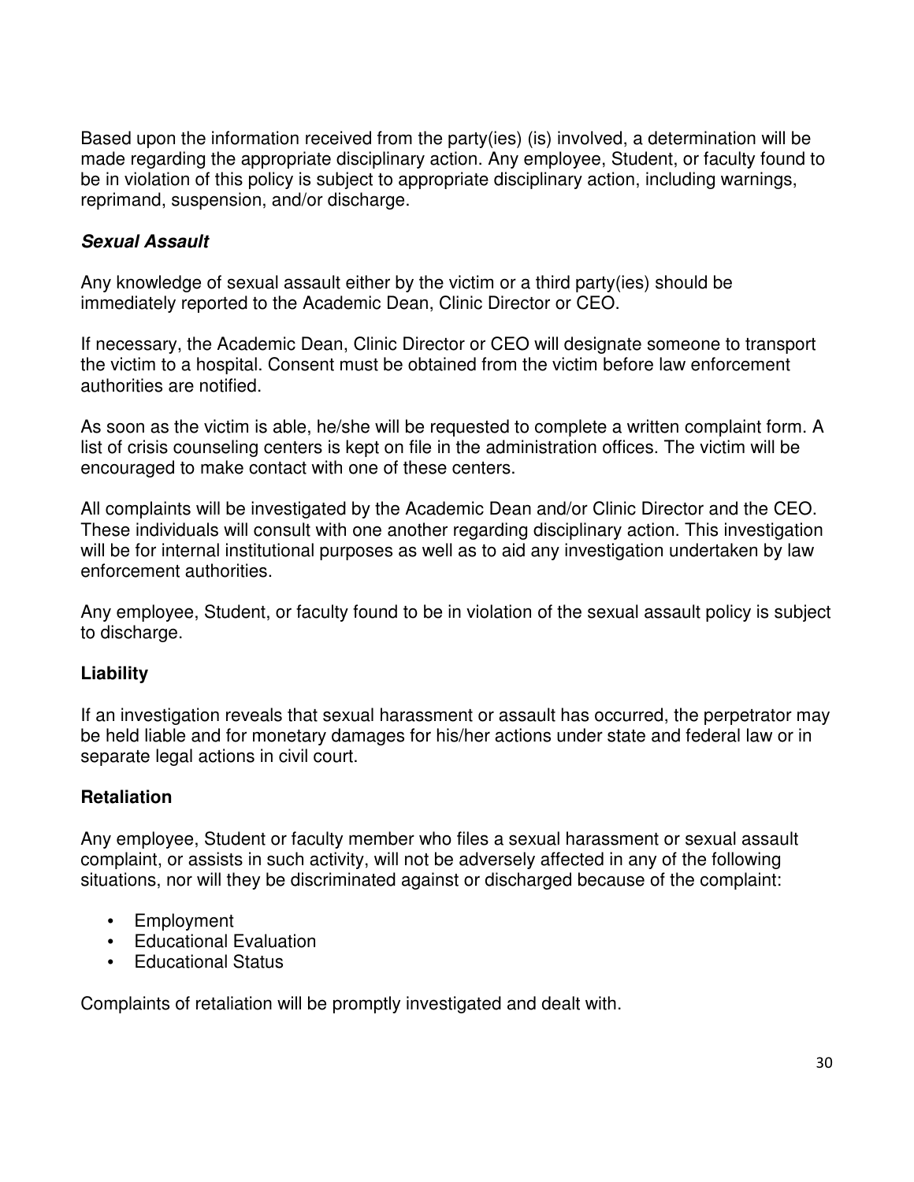Based upon the information received from the party(ies) (is) involved, a determination will be made regarding the appropriate disciplinary action. Any employee, Student, or faculty found to be in violation of this policy is subject to appropriate disciplinary action, including warnings, reprimand, suspension, and/or discharge.

### ***Sexual Assault***

Any knowledge of sexual assault either by the victim or a third party(ies) should be immediately reported to the Academic Dean, Clinic Director or CEO.

If necessary, the Academic Dean, Clinic Director or CEO will designate someone to transport the victim to a hospital. Consent must be obtained from the victim before law enforcement authorities are notified.

As soon as the victim is able, he/she will be requested to complete a written complaint form. A list of crisis counseling centers is kept on file in the administration offices. The victim will be encouraged to make contact with one of these centers.

All complaints will be investigated by the Academic Dean and/or Clinic Director and the CEO. These individuals will consult with one another regarding disciplinary action. This investigation will be for internal institutional purposes as well as to aid any investigation undertaken by law enforcement authorities.

Any employee, Student, or faculty found to be in violation of the sexual assault policy is subject to discharge.

### **Liability**

If an investigation reveals that sexual harassment or assault has occurred, the perpetrator may be held liable and for monetary damages for his/her actions under state and federal law or in separate legal actions in civil court.

### **Retaliation**

Any employee, Student or faculty member who files a sexual harassment or sexual assault complaint, or assists in such activity, will not be adversely affected in any of the following situations, nor will they be discriminated against or discharged because of the complaint:

- Employment
- Educational Evaluation
- Educational Status

Complaints of retaliation will be promptly investigated and dealt with.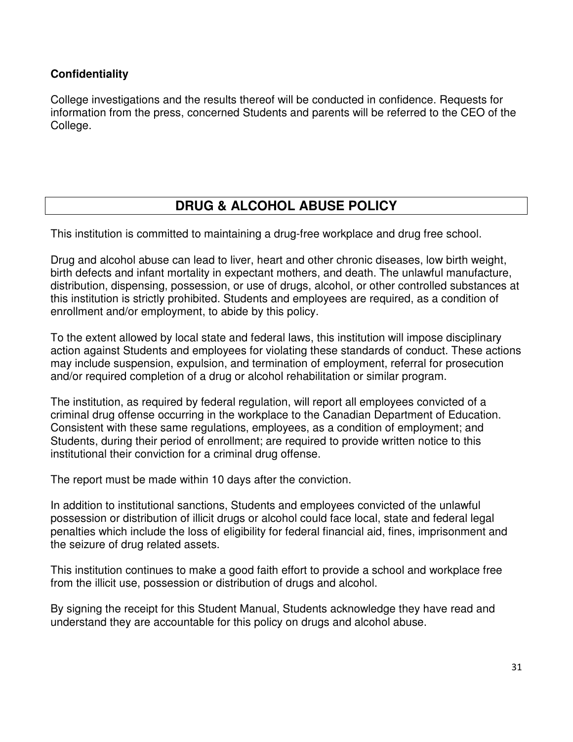**Confidentiality**

College investigations and the results thereof will be conducted in confidence. Requests for information from the press, concerned Students and parents will be referred to the CEO of the College.

## DRUG & ALCOHOL ABUSE POLICY

This institution is committed to maintaining a drug-free workplace and drug free school.

Drug and alcohol abuse can lead to liver, heart and other chronic diseases, low birth weight, birth defects and infant mortality in expectant mothers, and death. The unlawful manufacture, distribution, dispensing, possession, or use of drugs, alcohol, or other controlled substances at this institution is strictly prohibited. Students and employees are required, as a condition of enrollment and/or employment, to abide by this policy.

To the extent allowed by local state and federal laws, this institution will impose disciplinary action against Students and employees for violating these standards of conduct. These actions may include suspension, expulsion, and termination of employment, referral for prosecution and/or required completion of a drug or alcohol rehabilitation or similar program.

The institution, as required by federal regulation, will report all employees convicted of a criminal drug offense occurring in the workplace to the Canadian Department of Education. Consistent with these same regulations, employees, as a condition of employment; and Students, during their period of enrollment; are required to provide written notice to this institutional their conviction for a criminal drug offense.

The report must be made within 10 days after the conviction.

In addition to institutional sanctions, Students and employees convicted of the unlawful possession or distribution of illicit drugs or alcohol could face local, state and federal legal penalties which include the loss of eligibility for federal financial aid, fines, imprisonment and the seizure of drug related assets.

This institution continues to make a good faith effort to provide a school and workplace free from the illicit use, possession or distribution of drugs and alcohol.

By signing the receipt for this Student Manual, Students acknowledge they have read and understand they are accountable for this policy on drugs and alcohol abuse.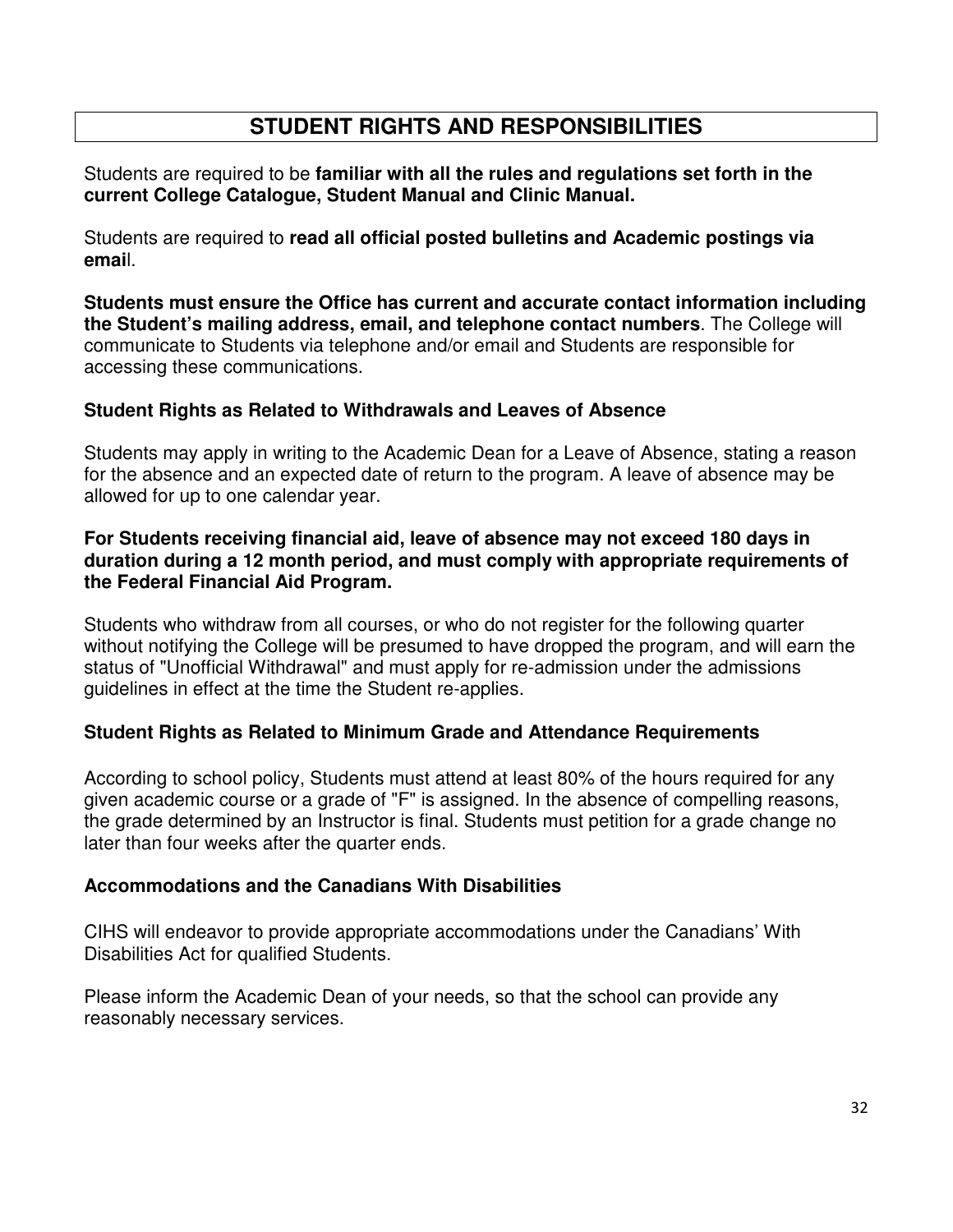# STUDENT RIGHTS AND RESPONSIBILITIES

Students are required to be **familiar with all the rules and regulations set forth in the current College Catalogue, Student Manual and Clinic Manual.**

Students are required to **read all official posted bulletins and Academic postings via emai**l.

**Students must ensure the Office has current and accurate contact information including the Student's mailing address, email, and telephone contact numbers**. The College will communicate to Students via telephone and/or email and Students are responsible for accessing these communications.

### Student Rights as Related to Withdrawals and Leaves of Absence

Students may apply in writing to the Academic Dean for a Leave of Absence, stating a reason for the absence and an expected date of return to the program. A leave of absence may be allowed for up to one calendar year.

**For Students receiving financial aid, leave of absence may not exceed 180 days in duration during a 12 month period, and must comply with appropriate requirements of the Federal Financial Aid Program.**

Students who withdraw from all courses, or who do not register for the following quarter without notifying the College will be presumed to have dropped the program, and will earn the status of "Unofficial Withdrawal" and must apply for re-admission under the admissions guidelines in effect at the time the Student re-applies.

### Student Rights as Related to Minimum Grade and Attendance Requirements

According to school policy, Students must attend at least 80% of the hours required for any given academic course or a grade of "F" is assigned. In the absence of compelling reasons, the grade determined by an Instructor is final. Students must petition for a grade change no later than four weeks after the quarter ends.

### Accommodations and the Canadians With Disabilities

CIHS will endeavor to provide appropriate accommodations under the Canadians' With Disabilities Act for qualified Students.

Please inform the Academic Dean of your needs, so that the school can provide any reasonably necessary services.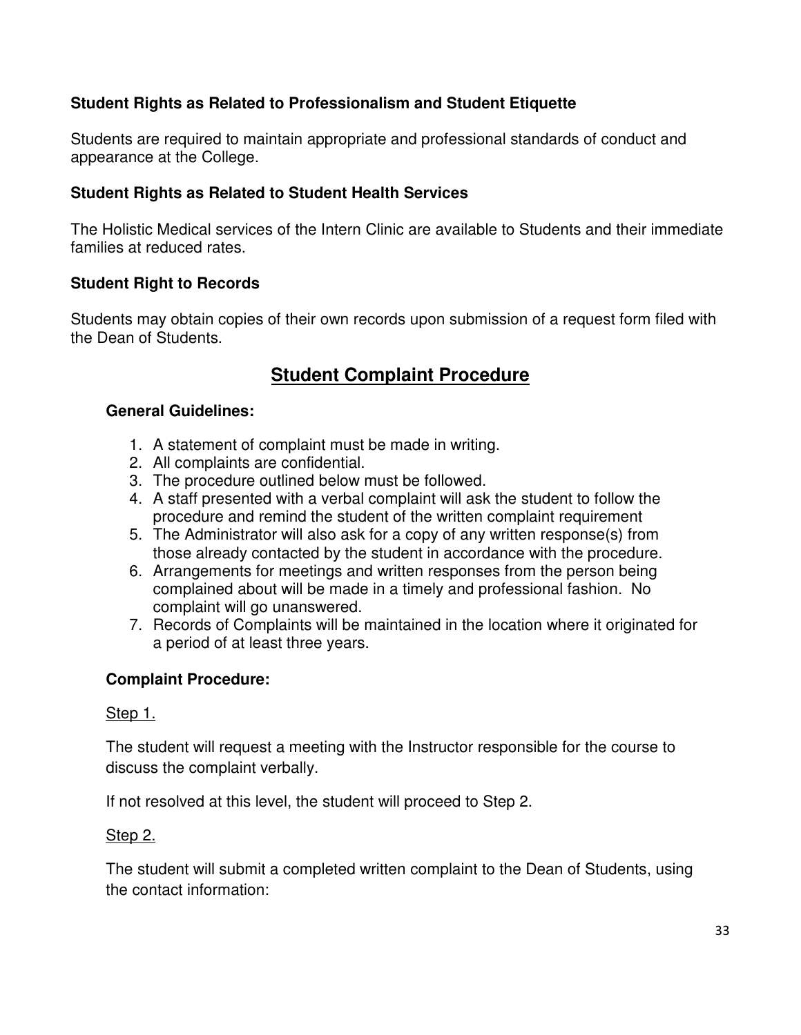**Student Rights as Related to Professionalism and Student Etiquette**

Students are required to maintain appropriate and professional standards of conduct and appearance at the College.

**Student Rights as Related to Student Health Services**

The Holistic Medical services of the Intern Clinic are available to Students and their immediate families at reduced rates.

**Student Right to Records**

Students may obtain copies of their own records upon submission of a request form filed with the Dean of Students.

## Student Complaint Procedure

**General Guidelines:**

1. A statement of complaint must be made in writing.
2. All complaints are confidential.
3. The procedure outlined below must be followed.
4. A staff presented with a verbal complaint will ask the student to follow the procedure and remind the student of the written complaint requirement
5. The Administrator will also ask for a copy of any written response(s) from those already contacted by the student in accordance with the procedure.
6. Arrangements for meetings and written responses from the person being complained about will be made in a timely and professional fashion. No complaint will go unanswered.
7. Records of Complaints will be maintained in the location where it originated for a period of at least three years.

**Complaint Procedure:**

Step 1.

The student will request a meeting with the Instructor responsible for the course to discuss the complaint verbally.

If not resolved at this level, the student will proceed to Step 2.

Step 2.

The student will submit a completed written complaint to the Dean of Students, using the contact information: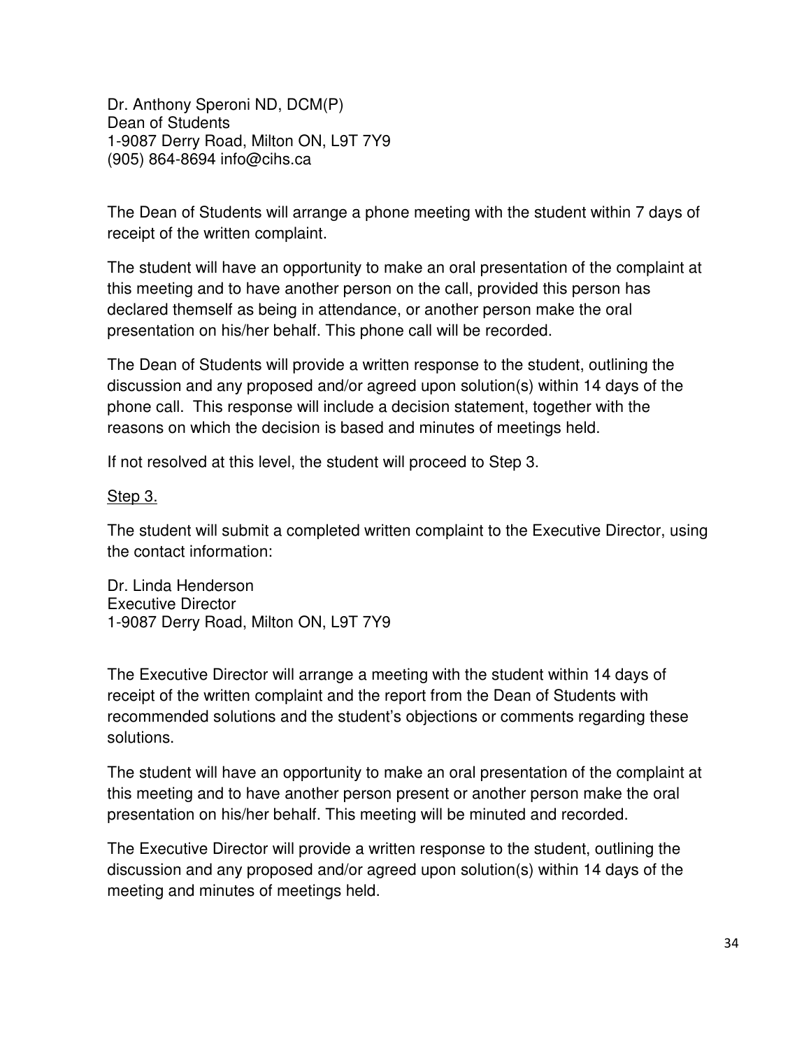Dr. Anthony Speroni ND, DCM(P)
Dean of Students
1-9087 Derry Road, Milton ON, L9T 7Y9
(905) 864-8694 info@cihs.ca

The Dean of Students will arrange a phone meeting with the student within 7 days of receipt of the written complaint.

The student will have an opportunity to make an oral presentation of the complaint at this meeting and to have another person on the call, provided this person has declared themself as being in attendance, or another person make the oral presentation on his/her behalf. This phone call will be recorded.

The Dean of Students will provide a written response to the student, outlining the discussion and any proposed and/or agreed upon solution(s) within 14 days of the phone call. This response will include a decision statement, together with the reasons on which the decision is based and minutes of meetings held.

If not resolved at this level, the student will proceed to Step 3.

<u>Step 3.</u>

The student will submit a completed written complaint to the Executive Director, using the contact information:

Dr. Linda Henderson
Executive Director
1-9087 Derry Road, Milton ON, L9T 7Y9

The Executive Director will arrange a meeting with the student within 14 days of receipt of the written complaint and the report from the Dean of Students with recommended solutions and the student's objections or comments regarding these solutions.

The student will have an opportunity to make an oral presentation of the complaint at this meeting and to have another person present or another person make the oral presentation on his/her behalf. This meeting will be minuted and recorded.

The Executive Director will provide a written response to the student, outlining the discussion and any proposed and/or agreed upon solution(s) within 14 days of the meeting and minutes of meetings held.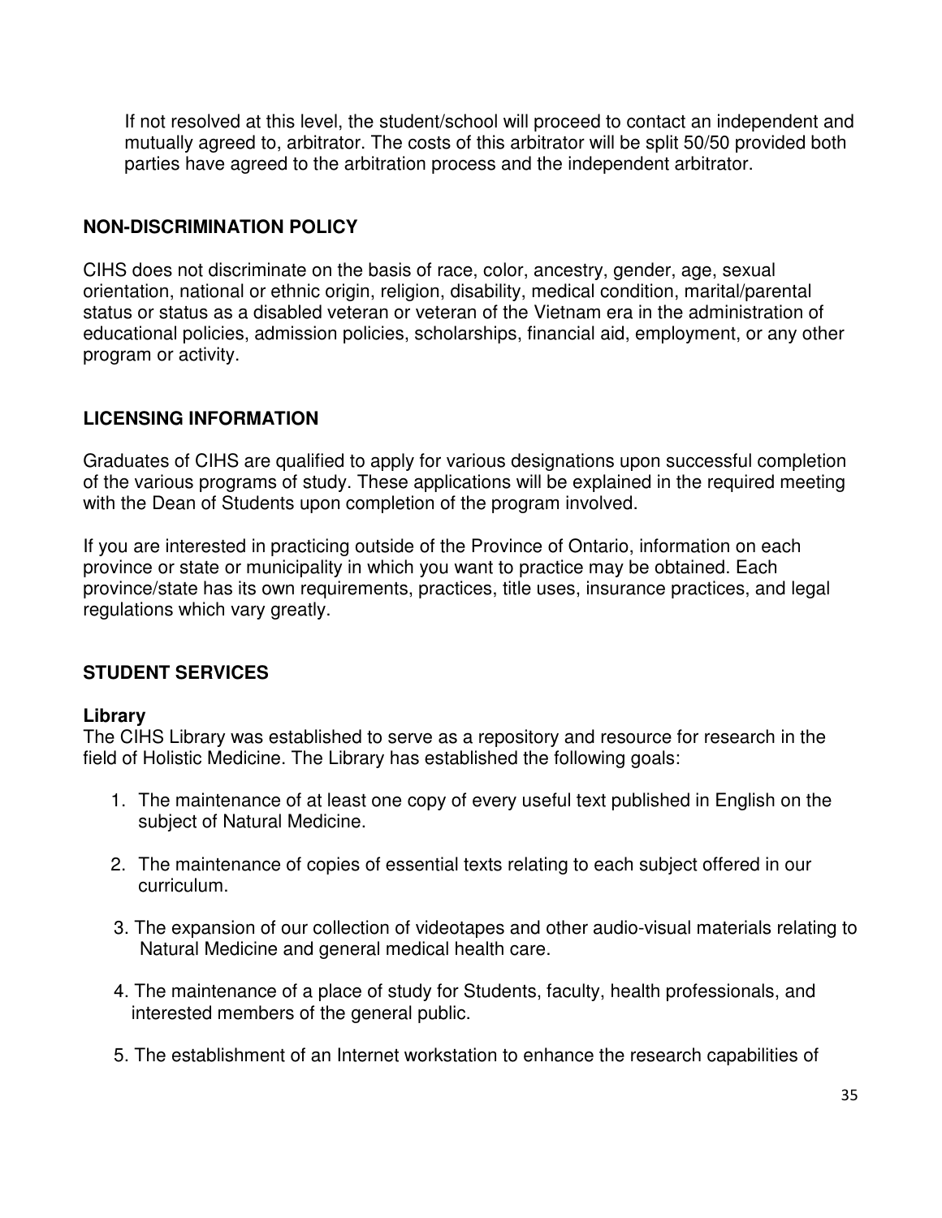If not resolved at this level, the student/school will proceed to contact an independent and mutually agreed to, arbitrator. The costs of this arbitrator will be split 50/50 provided both parties have agreed to the arbitration process and the independent arbitrator.

## NON-DISCRIMINATION POLICY

CIHS does not discriminate on the basis of race, color, ancestry, gender, age, sexual orientation, national or ethnic origin, religion, disability, medical condition, marital/parental status or status as a disabled veteran or veteran of the Vietnam era in the administration of educational policies, admission policies, scholarships, financial aid, employment, or any other program or activity.

## LICENSING INFORMATION

Graduates of CIHS are qualified to apply for various designations upon successful completion of the various programs of study. These applications will be explained in the required meeting with the Dean of Students upon completion of the program involved.

If you are interested in practicing outside of the Province of Ontario, information on each province or state or municipality in which you want to practice may be obtained. Each province/state has its own requirements, practices, title uses, insurance practices, and legal regulations which vary greatly.

## STUDENT SERVICES

### Library

The CIHS Library was established to serve as a repository and resource for research in the field of Holistic Medicine. The Library has established the following goals:

1. The maintenance of at least one copy of every useful text published in English on the subject of Natural Medicine.
2. The maintenance of copies of essential texts relating to each subject offered in our curriculum.
3. The expansion of our collection of videotapes and other audio-visual materials relating to Natural Medicine and general medical health care.
4. The maintenance of a place of study for Students, faculty, health professionals, and interested members of the general public.
5. The establishment of an Internet workstation to enhance the research capabilities of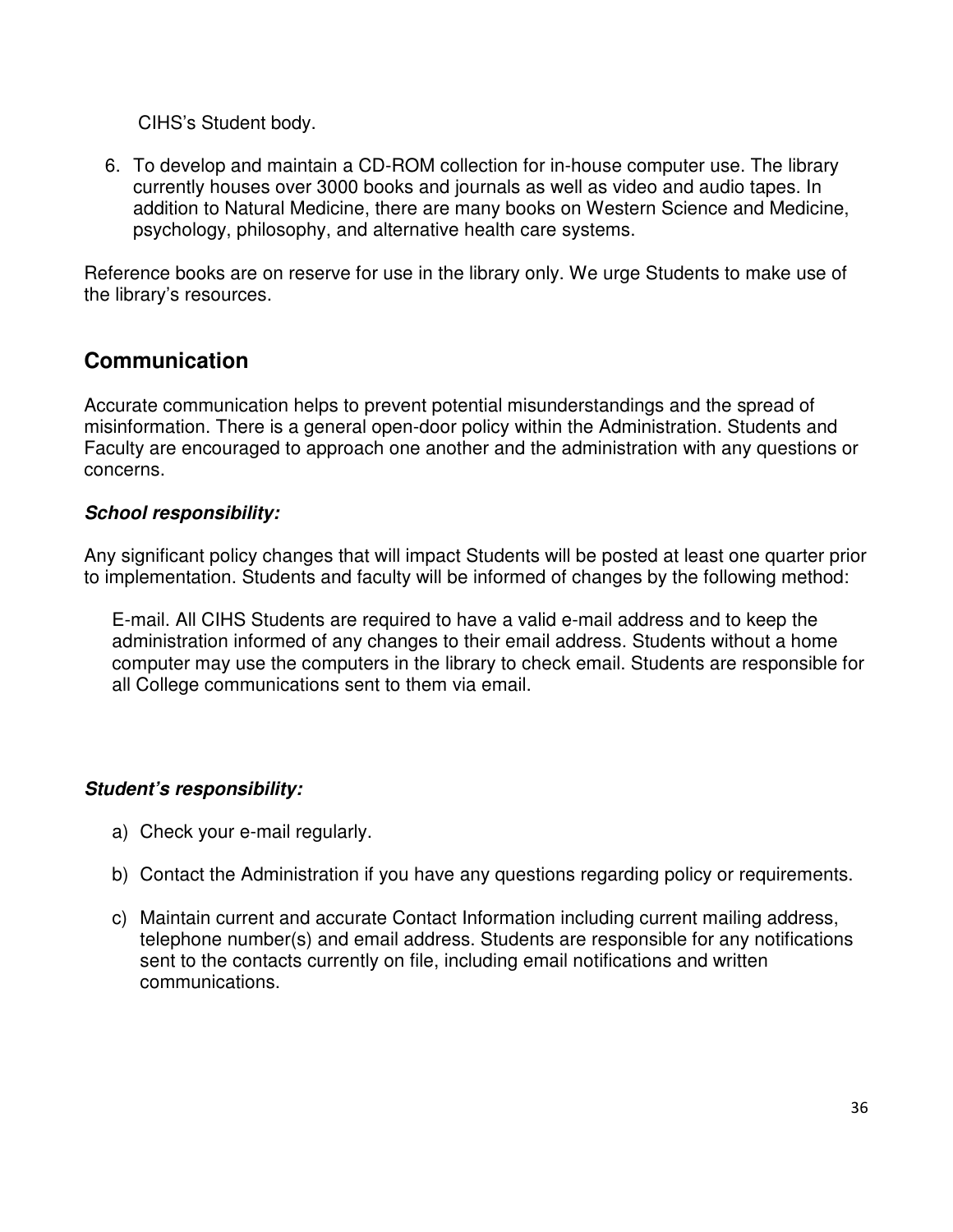CIHS's Student body.

6. To develop and maintain a CD-ROM collection for in-house computer use. The library currently houses over 3000 books and journals as well as video and audio tapes. In addition to Natural Medicine, there are many books on Western Science and Medicine, psychology, philosophy, and alternative health care systems.

Reference books are on reserve for use in the library only. We urge Students to make use of the library's resources.

## Communication

Accurate communication helps to prevent potential misunderstandings and the spread of misinformation. There is a general open-door policy within the Administration. Students and Faculty are encouraged to approach one another and the administration with any questions or concerns.

***School responsibility:***

Any significant policy changes that will impact Students will be posted at least one quarter prior to implementation. Students and faculty will be informed of changes by the following method:

E-mail. All CIHS Students are required to have a valid e-mail address and to keep the administration informed of any changes to their email address. Students without a home computer may use the computers in the library to check email. Students are responsible for all College communications sent to them via email.

***Student's responsibility:***

a) Check your e-mail regularly.

b) Contact the Administration if you have any questions regarding policy or requirements.

c) Maintain current and accurate Contact Information including current mailing address, telephone number(s) and email address. Students are responsible for any notifications sent to the contacts currently on file, including email notifications and written communications.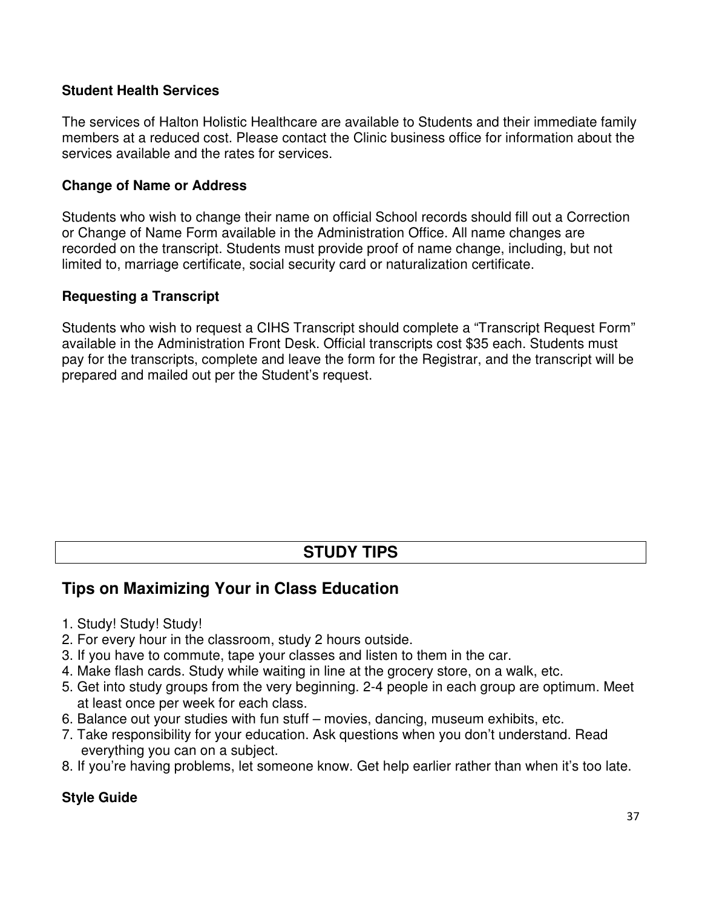### Student Health Services

The services of Halton Holistic Healthcare are available to Students and their immediate family members at a reduced cost. Please contact the Clinic business office for information about the services available and the rates for services.

### Change of Name or Address

Students who wish to change their name on official School records should fill out a Correction or Change of Name Form available in the Administration Office. All name changes are recorded on the transcript. Students must provide proof of name change, including, but not limited to, marriage certificate, social security card or naturalization certificate.

### Requesting a Transcript

Students who wish to request a CIHS Transcript should complete a "Transcript Request Form" available in the Administration Front Desk. Official transcripts cost $35 each. Students must pay for the transcripts, complete and leave the form for the Registrar, and the transcript will be prepared and mailed out per the Student's request.

# STUDY TIPS

## Tips on Maximizing Your in Class Education

1. Study! Study! Study!
2. For every hour in the classroom, study 2 hours outside.
3. If you have to commute, tape your classes and listen to them in the car.
4. Make flash cards. Study while waiting in line at the grocery store, on a walk, etc.
5. Get into study groups from the very beginning. 2-4 people in each group are optimum. Meet at least once per week for each class.
6. Balance out your studies with fun stuff – movies, dancing, museum exhibits, etc.
7. Take responsibility for your education. Ask questions when you don't understand. Read everything you can on a subject.
8. If you're having problems, let someone know. Get help earlier rather than when it's too late.

### Style Guide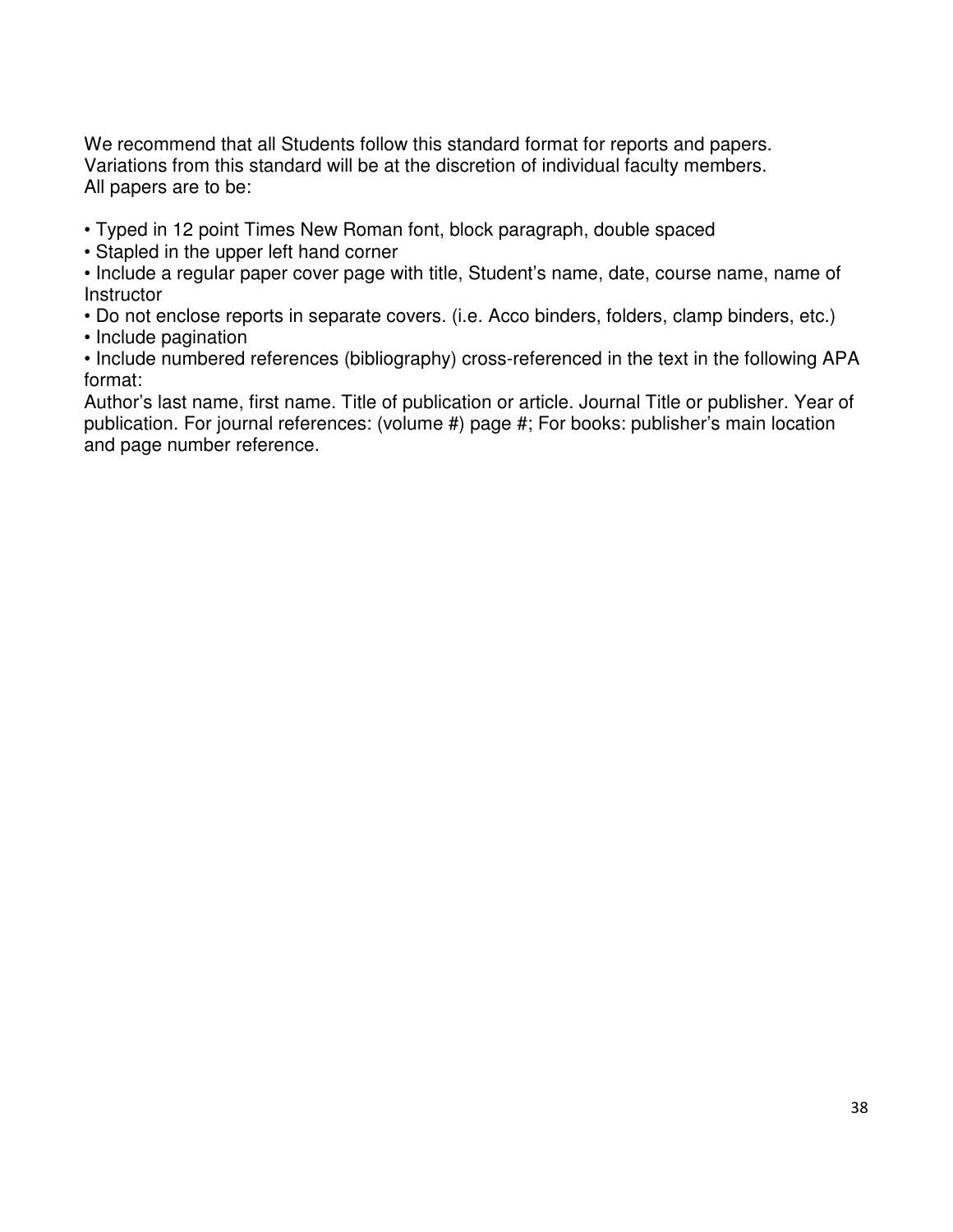We recommend that all Students follow this standard format for reports and papers. Variations from this standard will be at the discretion of individual faculty members. All papers are to be:

- Typed in 12 point Times New Roman font, block paragraph, double spaced
- Stapled in the upper left hand corner
- Include a regular paper cover page with title, Student's name, date, course name, name of Instructor
- Do not enclose reports in separate covers. (i.e. Acco binders, folders, clamp binders, etc.)
- Include pagination
- Include numbered references (bibliography) cross-referenced in the text in the following APA format:

Author's last name, first name. Title of publication or article. Journal Title or publisher. Year of publication. For journal references: (volume #) page #; For books: publisher's main location and page number reference.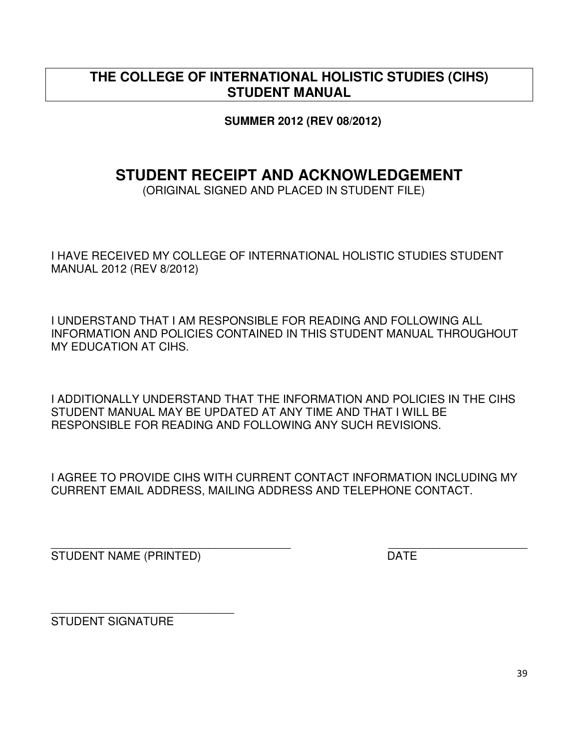**THE COLLEGE OF INTERNATIONAL HOLISTIC STUDIES (CIHS)**
**STUDENT MANUAL**

**SUMMER 2012 (REV 08/2012)**

# STUDENT RECEIPT AND ACKNOWLEDGEMENT

(ORIGINAL SIGNED AND PLACED IN STUDENT FILE)

I HAVE RECEIVED MY COLLEGE OF INTERNATIONAL HOLISTIC STUDIES STUDENT MANUAL 2012 (REV 8/2012)

I UNDERSTAND THAT I AM RESPONSIBLE FOR READING AND FOLLOWING ALL INFORMATION AND POLICIES CONTAINED IN THIS STUDENT MANUAL THROUGHOUT MY EDUCATION AT CIHS.

I ADDITIONALLY UNDERSTAND THAT THE INFORMATION AND POLICIES IN THE CIHS STUDENT MANUAL MAY BE UPDATED AT ANY TIME AND THAT I WILL BE RESPONSIBLE FOR READING AND FOLLOWING ANY SUCH REVISIONS.

I AGREE TO PROVIDE CIHS WITH CURRENT CONTACT INFORMATION INCLUDING MY CURRENT EMAIL ADDRESS, MAILING ADDRESS AND TELEPHONE CONTACT.

_______________________________________ ______________________

STUDENT NAME (PRINTED) DATE

______________________________

STUDENT SIGNATURE